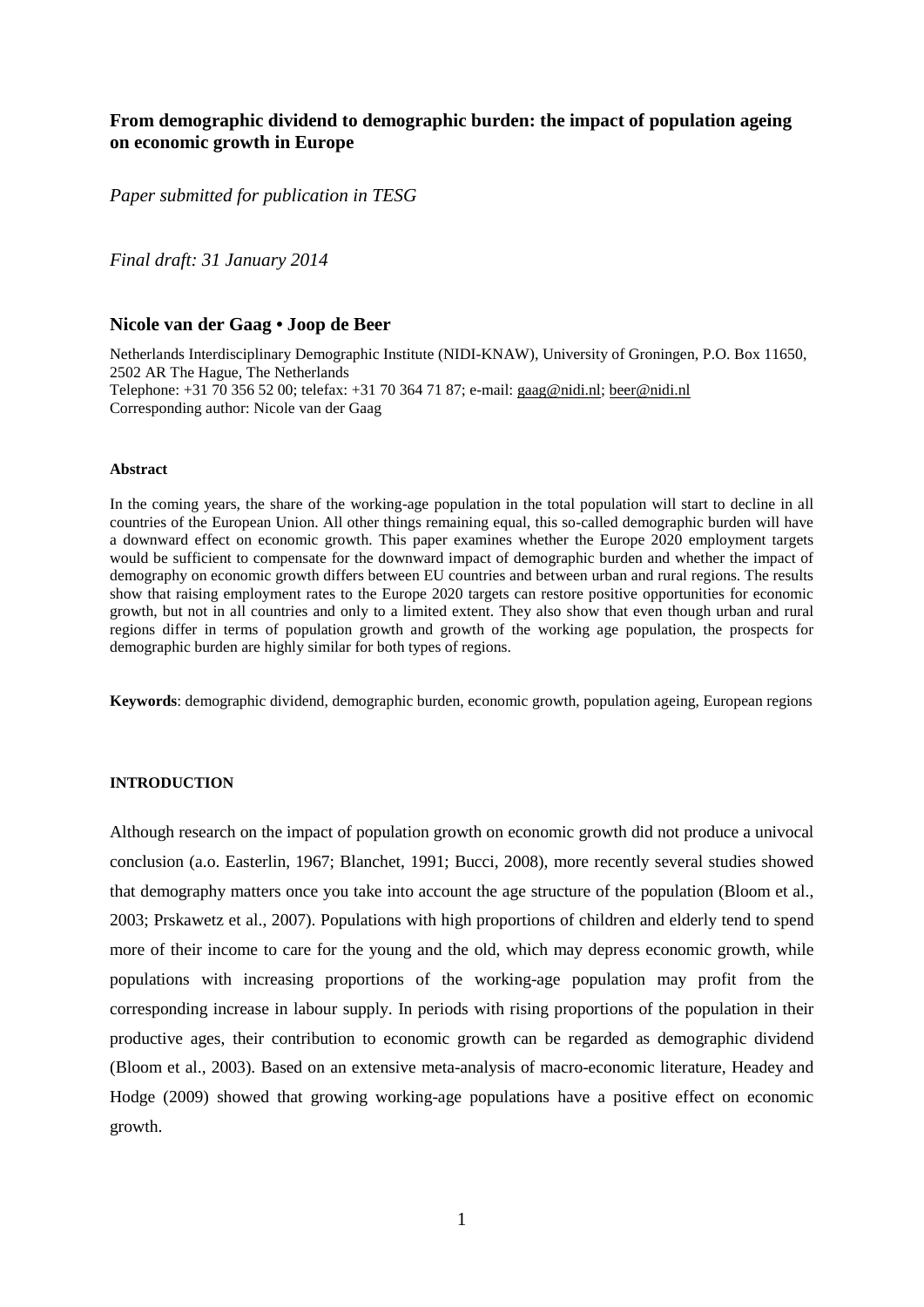# From demographic dividend to demographic burden: the impact of population ageing on economic growth in Europe

*Paper submitted for publication in TESG*

*Final draft: 31 January 2014*

## Nicole van der Gaag • Joop de Beer

Netherlands Interdisciplinary Demographic Institute (NIDI-KNAW), University of Groningen, P.O. Box 11650, 2502 AR The Hague, The Netherlands
Telephone: +31 70 356 52 00; telefax: +31 70 364 71 87; e-mail: gaag@nidi.nl; beer@nidi.nl
Corresponding author: Nicole van der Gaag

#### Abstract

In the coming years, the share of the working-age population in the total population will start to decline in all countries of the European Union. All other things remaining equal, this so-called demographic burden will have a downward effect on economic growth. This paper examines whether the Europe 2020 employment targets would be sufficient to compensate for the downward impact of demographic burden and whether the impact of demography on economic growth differs between EU countries and between urban and rural regions. The results show that raising employment rates to the Europe 2020 targets can restore positive opportunities for economic growth, but not in all countries and only to a limited extent. They also show that even though urban and rural regions differ in terms of population growth and growth of the working age population, the prospects for demographic burden are highly similar for both types of regions.

**Keywords**: demographic dividend, demographic burden, economic growth, population ageing, European regions

#### INTRODUCTION

Although research on the impact of population growth on economic growth did not produce a univocal conclusion (a.o. Easterlin, 1967; Blanchet, 1991; Bucci, 2008), more recently several studies showed that demography matters once you take into account the age structure of the population (Bloom et al., 2003; Prskawetz et al., 2007). Populations with high proportions of children and elderly tend to spend more of their income to care for the young and the old, which may depress economic growth, while populations with increasing proportions of the working-age population may profit from the corresponding increase in labour supply. In periods with rising proportions of the population in their productive ages, their contribution to economic growth can be regarded as demographic dividend (Bloom et al., 2003). Based on an extensive meta-analysis of macro-economic literature, Headey and Hodge (2009) showed that growing working-age populations have a positive effect on economic growth.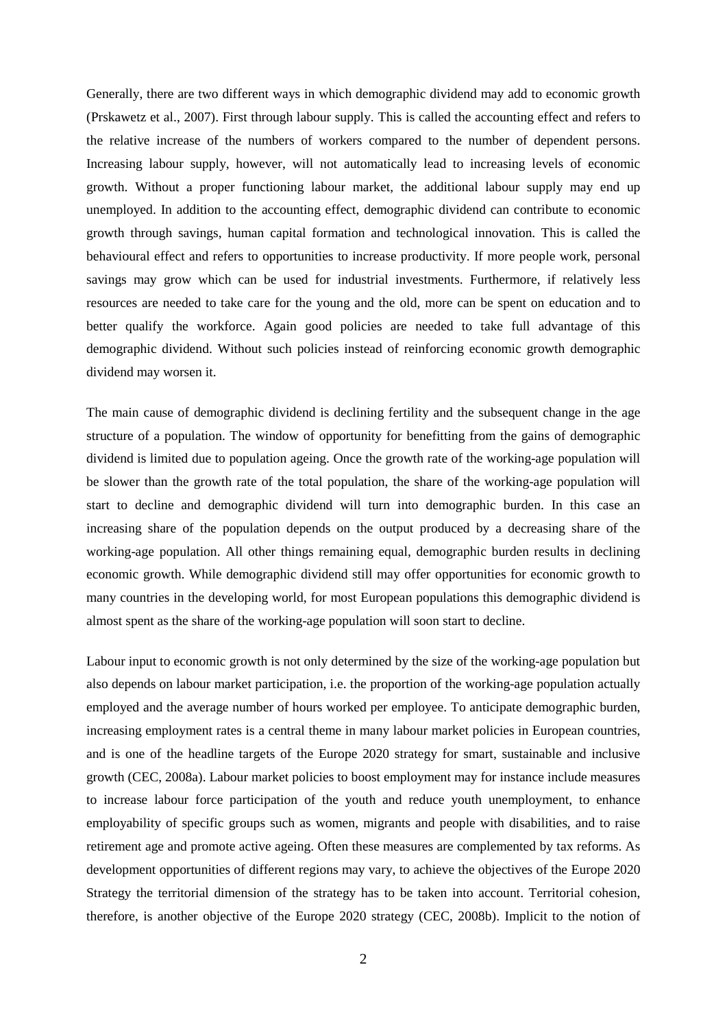Generally, there are two different ways in which demographic dividend may add to economic growth (Prskawetz et al., 2007). First through labour supply. This is called the accounting effect and refers to the relative increase of the numbers of workers compared to the number of dependent persons. Increasing labour supply, however, will not automatically lead to increasing levels of economic growth. Without a proper functioning labour market, the additional labour supply may end up unemployed. In addition to the accounting effect, demographic dividend can contribute to economic growth through savings, human capital formation and technological innovation. This is called the behavioural effect and refers to opportunities to increase productivity. If more people work, personal savings may grow which can be used for industrial investments. Furthermore, if relatively less resources are needed to take care for the young and the old, more can be spent on education and to better qualify the workforce. Again good policies are needed to take full advantage of this demographic dividend. Without such policies instead of reinforcing economic growth demographic dividend may worsen it.

The main cause of demographic dividend is declining fertility and the subsequent change in the age structure of a population. The window of opportunity for benefitting from the gains of demographic dividend is limited due to population ageing. Once the growth rate of the working-age population will be slower than the growth rate of the total population, the share of the working-age population will start to decline and demographic dividend will turn into demographic burden. In this case an increasing share of the population depends on the output produced by a decreasing share of the working-age population. All other things remaining equal, demographic burden results in declining economic growth. While demographic dividend still may offer opportunities for economic growth to many countries in the developing world, for most European populations this demographic dividend is almost spent as the share of the working-age population will soon start to decline.

Labour input to economic growth is not only determined by the size of the working-age population but also depends on labour market participation, i.e. the proportion of the working-age population actually employed and the average number of hours worked per employee. To anticipate demographic burden, increasing employment rates is a central theme in many labour market policies in European countries, and is one of the headline targets of the Europe 2020 strategy for smart, sustainable and inclusive growth (CEC, 2008a). Labour market policies to boost employment may for instance include measures to increase labour force participation of the youth and reduce youth unemployment, to enhance employability of specific groups such as women, migrants and people with disabilities, and to raise retirement age and promote active ageing. Often these measures are complemented by tax reforms. As development opportunities of different regions may vary, to achieve the objectives of the Europe 2020 Strategy the territorial dimension of the strategy has to be taken into account. Territorial cohesion, therefore, is another objective of the Europe 2020 strategy (CEC, 2008b). Implicit to the notion of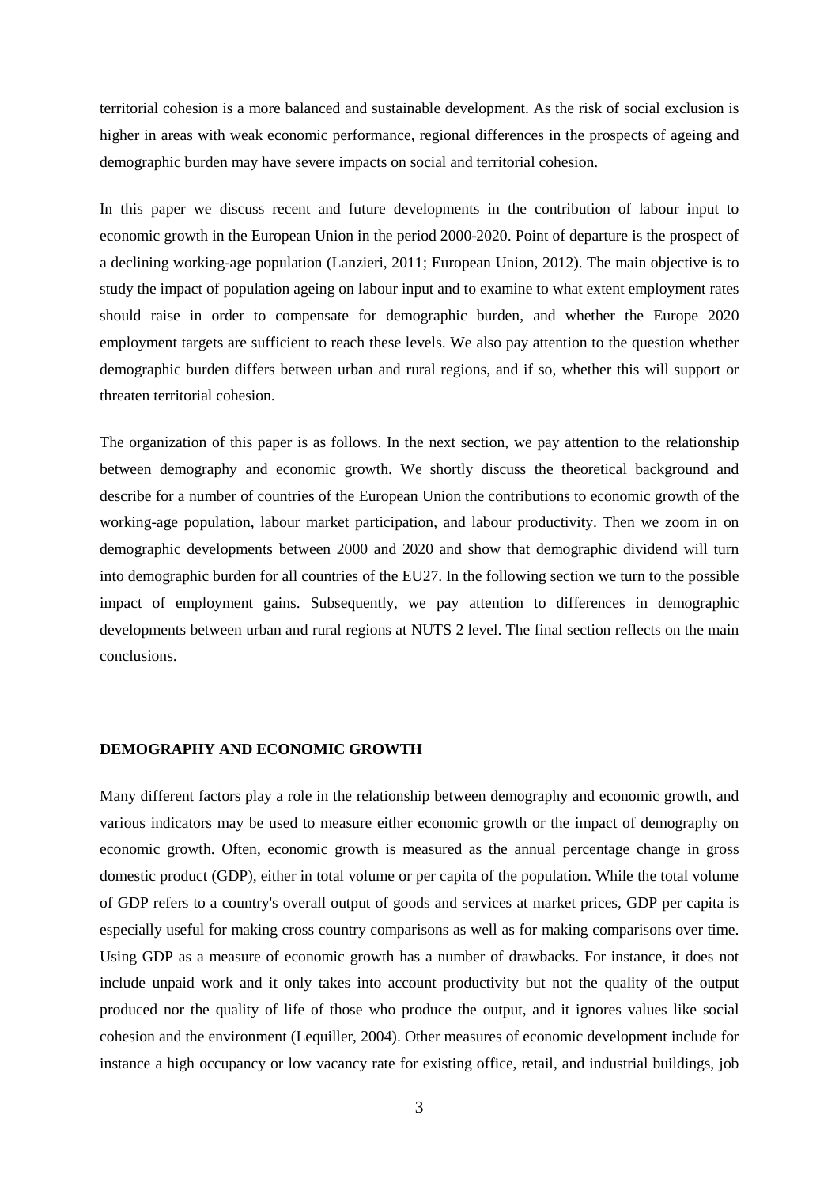territorial cohesion is a more balanced and sustainable development. As the risk of social exclusion is higher in areas with weak economic performance, regional differences in the prospects of ageing and demographic burden may have severe impacts on social and territorial cohesion.

In this paper we discuss recent and future developments in the contribution of labour input to economic growth in the European Union in the period 2000-2020. Point of departure is the prospect of a declining working-age population (Lanzieri, 2011; European Union, 2012). The main objective is to study the impact of population ageing on labour input and to examine to what extent employment rates should raise in order to compensate for demographic burden, and whether the Europe 2020 employment targets are sufficient to reach these levels. We also pay attention to the question whether demographic burden differs between urban and rural regions, and if so, whether this will support or threaten territorial cohesion.

The organization of this paper is as follows. In the next section, we pay attention to the relationship between demography and economic growth. We shortly discuss the theoretical background and describe for a number of countries of the European Union the contributions to economic growth of the working-age population, labour market participation, and labour productivity. Then we zoom in on demographic developments between 2000 and 2020 and show that demographic dividend will turn into demographic burden for all countries of the EU27. In the following section we turn to the possible impact of employment gains. Subsequently, we pay attention to differences in demographic developments between urban and rural regions at NUTS 2 level. The final section reflects on the main conclusions.

## DEMOGRAPHY AND ECONOMIC GROWTH

Many different factors play a role in the relationship between demography and economic growth, and various indicators may be used to measure either economic growth or the impact of demography on economic growth. Often, economic growth is measured as the annual percentage change in gross domestic product (GDP), either in total volume or per capita of the population. While the total volume of GDP refers to a country's overall output of goods and services at market prices, GDP per capita is especially useful for making cross country comparisons as well as for making comparisons over time. Using GDP as a measure of economic growth has a number of drawbacks. For instance, it does not include unpaid work and it only takes into account productivity but not the quality of the output produced nor the quality of life of those who produce the output, and it ignores values like social cohesion and the environment (Lequiller, 2004). Other measures of economic development include for instance a high occupancy or low vacancy rate for existing office, retail, and industrial buildings, job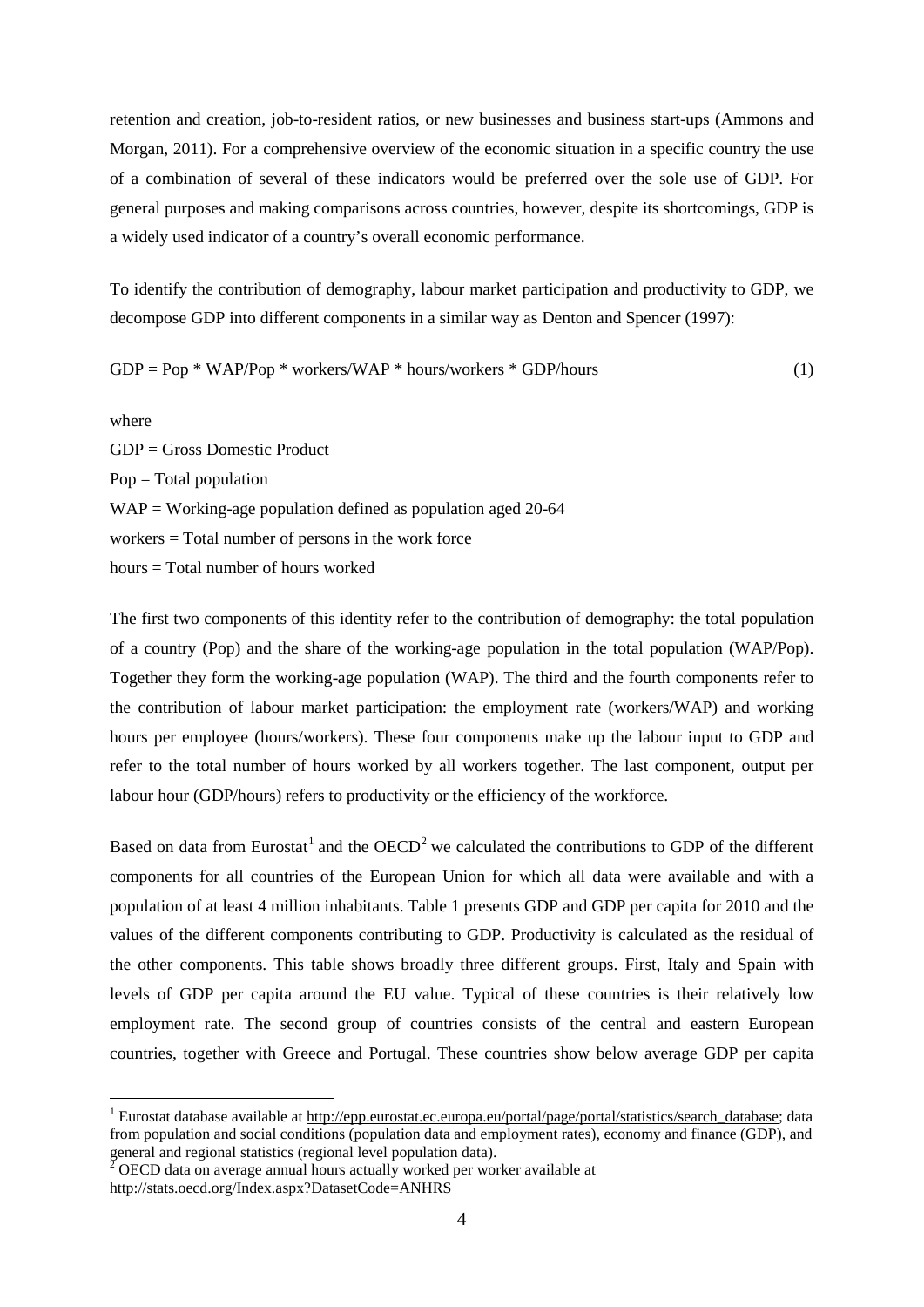retention and creation, job-to-resident ratios, or new businesses and business start-ups (Ammons and Morgan, 2011). For a comprehensive overview of the economic situation in a specific country the use of a combination of several of these indicators would be preferred over the sole use of GDP. For general purposes and making comparisons across countries, however, despite its shortcomings, GDP is a widely used indicator of a country's overall economic performance.

To identify the contribution of demography, labour market participation and productivity to GDP, we decompose GDP into different components in a similar way as Denton and Spencer (1997):

$$GDP = Pop * WAP/Pop * workers/WAP * hours/workers * GDP/hours \qquad (1)$$

where

GDP = Gross Domestic Product

Pop = Total population

WAP = Working-age population defined as population aged 20-64

workers = Total number of persons in the work force

hours = Total number of hours worked

The first two components of this identity refer to the contribution of demography: the total population of a country (Pop) and the share of the working-age population in the total population (WAP/Pop). Together they form the working-age population (WAP). The third and the fourth components refer to the contribution of labour market participation: the employment rate (workers/WAP) and working hours per employee (hours/workers). These four components make up the labour input to GDP and refer to the total number of hours worked by all workers together. The last component, output per labour hour (GDP/hours) refers to productivity or the efficiency of the workforce.

Based on data from Eurostat[1] and the OECD[2] we calculated the contributions to GDP of the different components for all countries of the European Union for which all data were available and with a population of at least 4 million inhabitants. Table 1 presents GDP and GDP per capita for 2010 and the values of the different components contributing to GDP. Productivity is calculated as the residual of the other components. This table shows broadly three different groups. First, Italy and Spain with levels of GDP per capita around the EU value. Typical of these countries is their relatively low employment rate. The second group of countries consists of the central and eastern European countries, together with Greece and Portugal. These countries show below average GDP per capita

---

[1] Eurostat database available at http://epp.eurostat.ec.europa.eu/portal/page/portal/statistics/search_database; data from population and social conditions (population data and employment rates), economy and finance (GDP), and general and regional statistics (regional level population data).

[2] OECD data on average annual hours actually worked per worker available at http://stats.oecd.org/Index.aspx?DatasetCode=ANHRS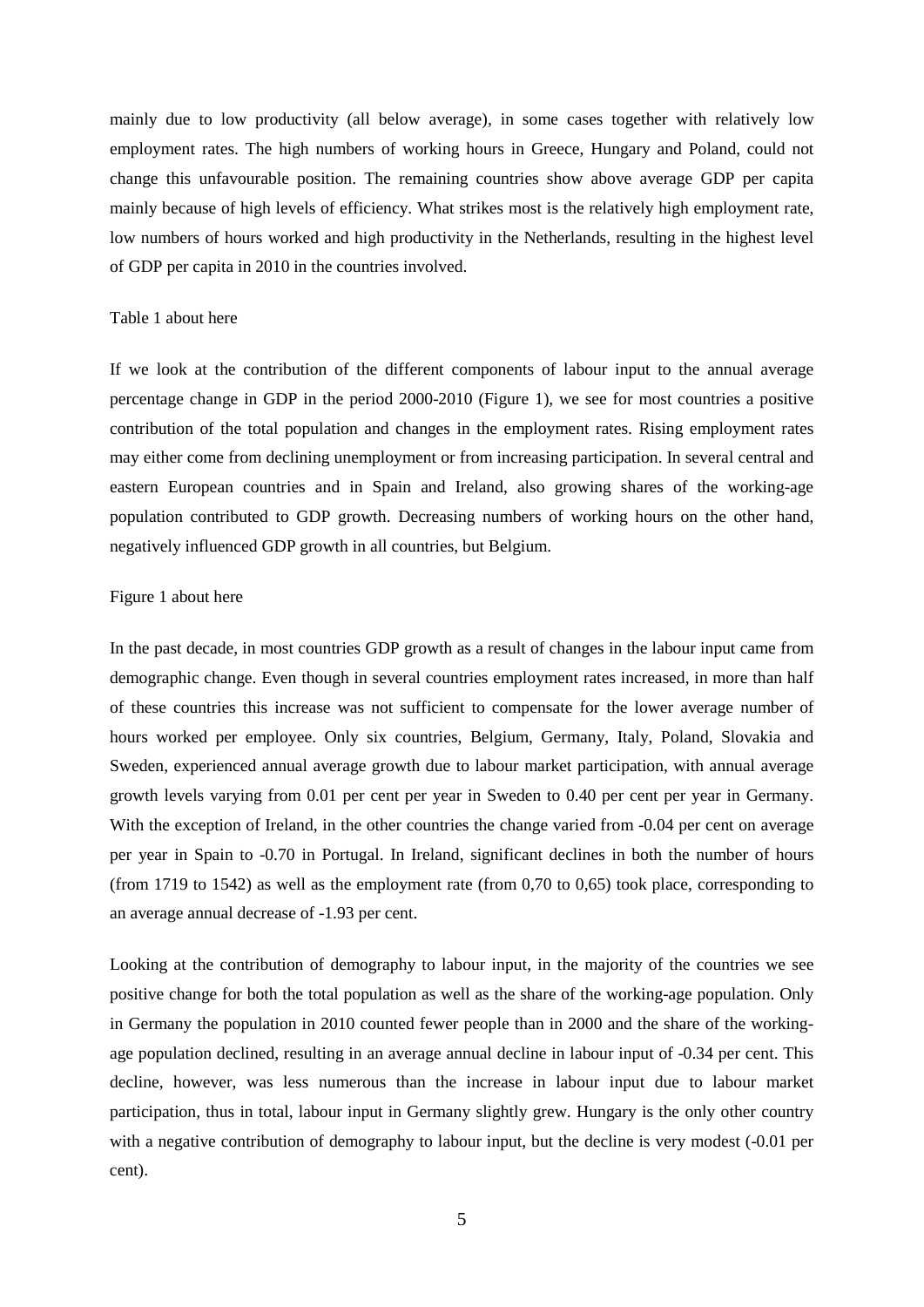mainly due to low productivity (all below average), in some cases together with relatively low employment rates. The high numbers of working hours in Greece, Hungary and Poland, could not change this unfavourable position. The remaining countries show above average GDP per capita mainly because of high levels of efficiency. What strikes most is the relatively high employment rate, low numbers of hours worked and high productivity in the Netherlands, resulting in the highest level of GDP per capita in 2010 in the countries involved.

Table 1 about here

If we look at the contribution of the different components of labour input to the annual average percentage change in GDP in the period 2000-2010 (Figure 1), we see for most countries a positive contribution of the total population and changes in the employment rates. Rising employment rates may either come from declining unemployment or from increasing participation. In several central and eastern European countries and in Spain and Ireland, also growing shares of the working-age population contributed to GDP growth. Decreasing numbers of working hours on the other hand, negatively influenced GDP growth in all countries, but Belgium.

Figure 1 about here

In the past decade, in most countries GDP growth as a result of changes in the labour input came from demographic change. Even though in several countries employment rates increased, in more than half of these countries this increase was not sufficient to compensate for the lower average number of hours worked per employee. Only six countries, Belgium, Germany, Italy, Poland, Slovakia and Sweden, experienced annual average growth due to labour market participation, with annual average growth levels varying from 0.01 per cent per year in Sweden to 0.40 per cent per year in Germany. With the exception of Ireland, in the other countries the change varied from -0.04 per cent on average per year in Spain to -0.70 in Portugal. In Ireland, significant declines in both the number of hours (from 1719 to 1542) as well as the employment rate (from 0,70 to 0,65) took place, corresponding to an average annual decrease of -1.93 per cent.

Looking at the contribution of demography to labour input, in the majority of the countries we see positive change for both the total population as well as the share of the working-age population. Only in Germany the population in 2010 counted fewer people than in 2000 and the share of the working-age population declined, resulting in an average annual decline in labour input of -0.34 per cent. This decline, however, was less numerous than the increase in labour input due to labour market participation, thus in total, labour input in Germany slightly grew. Hungary is the only other country with a negative contribution of demography to labour input, but the decline is very modest (-0.01 per cent).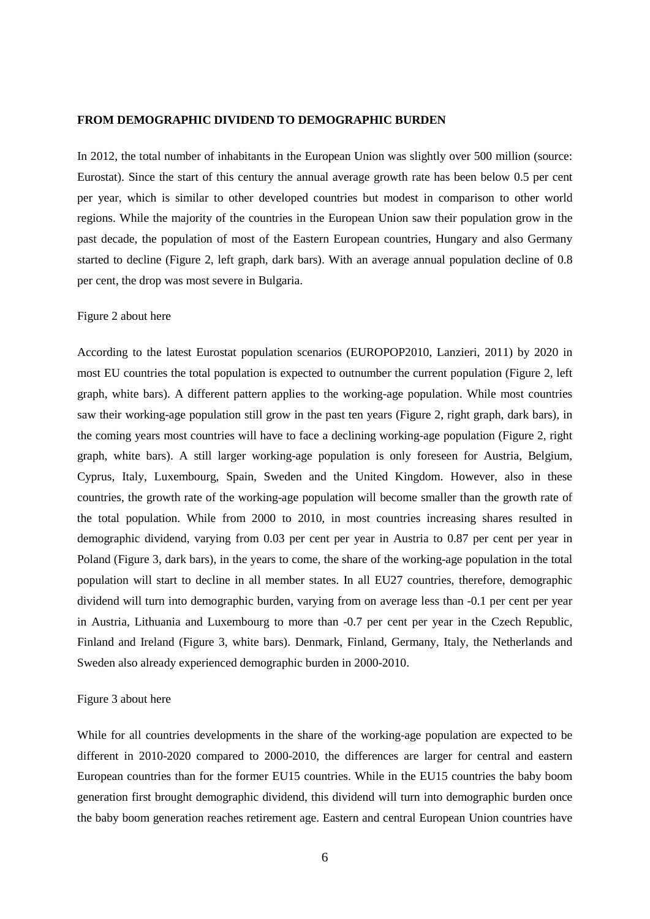## FROM DEMOGRAPHIC DIVIDEND TO DEMOGRAPHIC BURDEN

In 2012, the total number of inhabitants in the European Union was slightly over 500 million (source: Eurostat). Since the start of this century the annual average growth rate has been below 0.5 per cent per year, which is similar to other developed countries but modest in comparison to other world regions. While the majority of the countries in the European Union saw their population grow in the past decade, the population of most of the Eastern European countries, Hungary and also Germany started to decline (Figure 2, left graph, dark bars). With an average annual population decline of 0.8 per cent, the drop was most severe in Bulgaria.

Figure 2 about here

According to the latest Eurostat population scenarios (EUROPOP2010, Lanzieri, 2011) by 2020 in most EU countries the total population is expected to outnumber the current population (Figure 2, left graph, white bars). A different pattern applies to the working-age population. While most countries saw their working-age population still grow in the past ten years (Figure 2, right graph, dark bars), in the coming years most countries will have to face a declining working-age population (Figure 2, right graph, white bars). A still larger working-age population is only foreseen for Austria, Belgium, Cyprus, Italy, Luxembourg, Spain, Sweden and the United Kingdom. However, also in these countries, the growth rate of the working-age population will become smaller than the growth rate of the total population. While from 2000 to 2010, in most countries increasing shares resulted in demographic dividend, varying from 0.03 per cent per year in Austria to 0.87 per cent per year in Poland (Figure 3, dark bars), in the years to come, the share of the working-age population in the total population will start to decline in all member states. In all EU27 countries, therefore, demographic dividend will turn into demographic burden, varying from on average less than -0.1 per cent per year in Austria, Lithuania and Luxembourg to more than -0.7 per cent per year in the Czech Republic, Finland and Ireland (Figure 3, white bars). Denmark, Finland, Germany, Italy, the Netherlands and Sweden also already experienced demographic burden in 2000-2010.

Figure 3 about here

While for all countries developments in the share of the working-age population are expected to be different in 2010-2020 compared to 2000-2010, the differences are larger for central and eastern European countries than for the former EU15 countries. While in the EU15 countries the baby boom generation first brought demographic dividend, this dividend will turn into demographic burden once the baby boom generation reaches retirement age. Eastern and central European Union countries have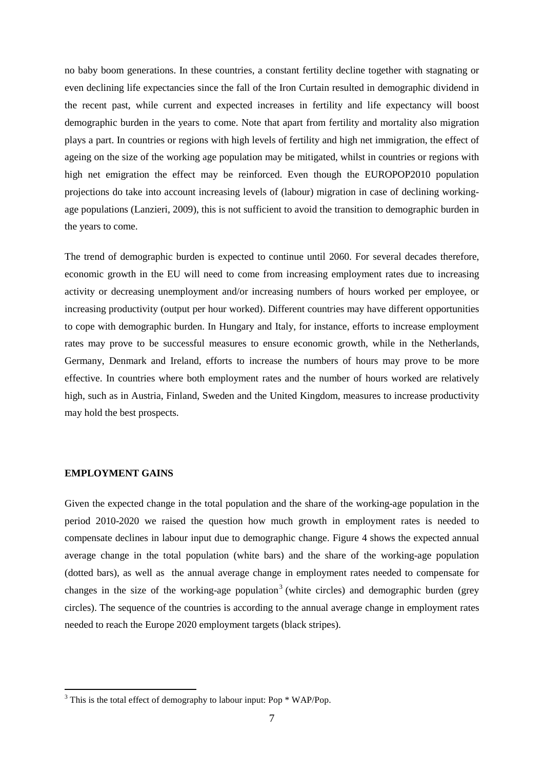no baby boom generations. In these countries, a constant fertility decline together with stagnating or even declining life expectancies since the fall of the Iron Curtain resulted in demographic dividend in the recent past, while current and expected increases in fertility and life expectancy will boost demographic burden in the years to come. Note that apart from fertility and mortality also migration plays a part. In countries or regions with high levels of fertility and high net immigration, the effect of ageing on the size of the working age population may be mitigated, whilst in countries or regions with high net emigration the effect may be reinforced. Even though the EUROPOP2010 population projections do take into account increasing levels of (labour) migration in case of declining working-age populations (Lanzieri, 2009), this is not sufficient to avoid the transition to demographic burden in the years to come.

The trend of demographic burden is expected to continue until 2060. For several decades therefore, economic growth in the EU will need to come from increasing employment rates due to increasing activity or decreasing unemployment and/or increasing numbers of hours worked per employee, or increasing productivity (output per hour worked). Different countries may have different opportunities to cope with demographic burden. In Hungary and Italy, for instance, efforts to increase employment rates may prove to be successful measures to ensure economic growth, while in the Netherlands, Germany, Denmark and Ireland, efforts to increase the numbers of hours may prove to be more effective. In countries where both employment rates and the number of hours worked are relatively high, such as in Austria, Finland, Sweden and the United Kingdom, measures to increase productivity may hold the best prospects.

## EMPLOYMENT GAINS

Given the expected change in the total population and the share of the working-age population in the period 2010-2020 we raised the question how much growth in employment rates is needed to compensate declines in labour input due to demographic change. Figure 4 shows the expected annual average change in the total population (white bars) and the share of the working-age population (dotted bars), as well as the annual average change in employment rates needed to compensate for changes in the size of the working-age population[3] (white circles) and demographic burden (grey circles). The sequence of the countries is according to the annual average change in employment rates needed to reach the Europe 2020 employment targets (black stripes).

[3] This is the total effect of demography to labour input: Pop * WAP/Pop.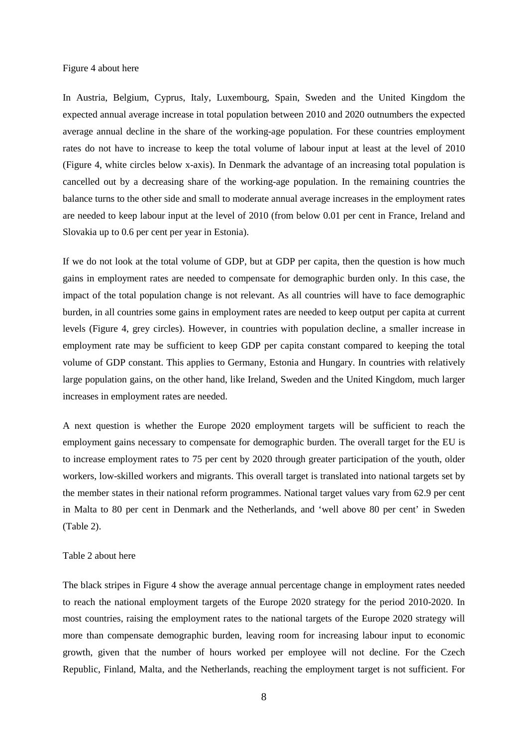Figure 4 about here

In Austria, Belgium, Cyprus, Italy, Luxembourg, Spain, Sweden and the United Kingdom the expected annual average increase in total population between 2010 and 2020 outnumbers the expected average annual decline in the share of the working-age population. For these countries employment rates do not have to increase to keep the total volume of labour input at least at the level of 2010 (Figure 4, white circles below x-axis). In Denmark the advantage of an increasing total population is cancelled out by a decreasing share of the working-age population. In the remaining countries the balance turns to the other side and small to moderate annual average increases in the employment rates are needed to keep labour input at the level of 2010 (from below 0.01 per cent in France, Ireland and Slovakia up to 0.6 per cent per year in Estonia).

If we do not look at the total volume of GDP, but at GDP per capita, then the question is how much gains in employment rates are needed to compensate for demographic burden only. In this case, the impact of the total population change is not relevant. As all countries will have to face demographic burden, in all countries some gains in employment rates are needed to keep output per capita at current levels (Figure 4, grey circles). However, in countries with population decline, a smaller increase in employment rate may be sufficient to keep GDP per capita constant compared to keeping the total volume of GDP constant. This applies to Germany, Estonia and Hungary. In countries with relatively large population gains, on the other hand, like Ireland, Sweden and the United Kingdom, much larger increases in employment rates are needed.

A next question is whether the Europe 2020 employment targets will be sufficient to reach the employment gains necessary to compensate for demographic burden. The overall target for the EU is to increase employment rates to 75 per cent by 2020 through greater participation of the youth, older workers, low-skilled workers and migrants. This overall target is translated into national targets set by the member states in their national reform programmes. National target values vary from 62.9 per cent in Malta to 80 per cent in Denmark and the Netherlands, and 'well above 80 per cent' in Sweden (Table 2).

Table 2 about here

The black stripes in Figure 4 show the average annual percentage change in employment rates needed to reach the national employment targets of the Europe 2020 strategy for the period 2010-2020. In most countries, raising the employment rates to the national targets of the Europe 2020 strategy will more than compensate demographic burden, leaving room for increasing labour input to economic growth, given that the number of hours worked per employee will not decline. For the Czech Republic, Finland, Malta, and the Netherlands, reaching the employment target is not sufficient. For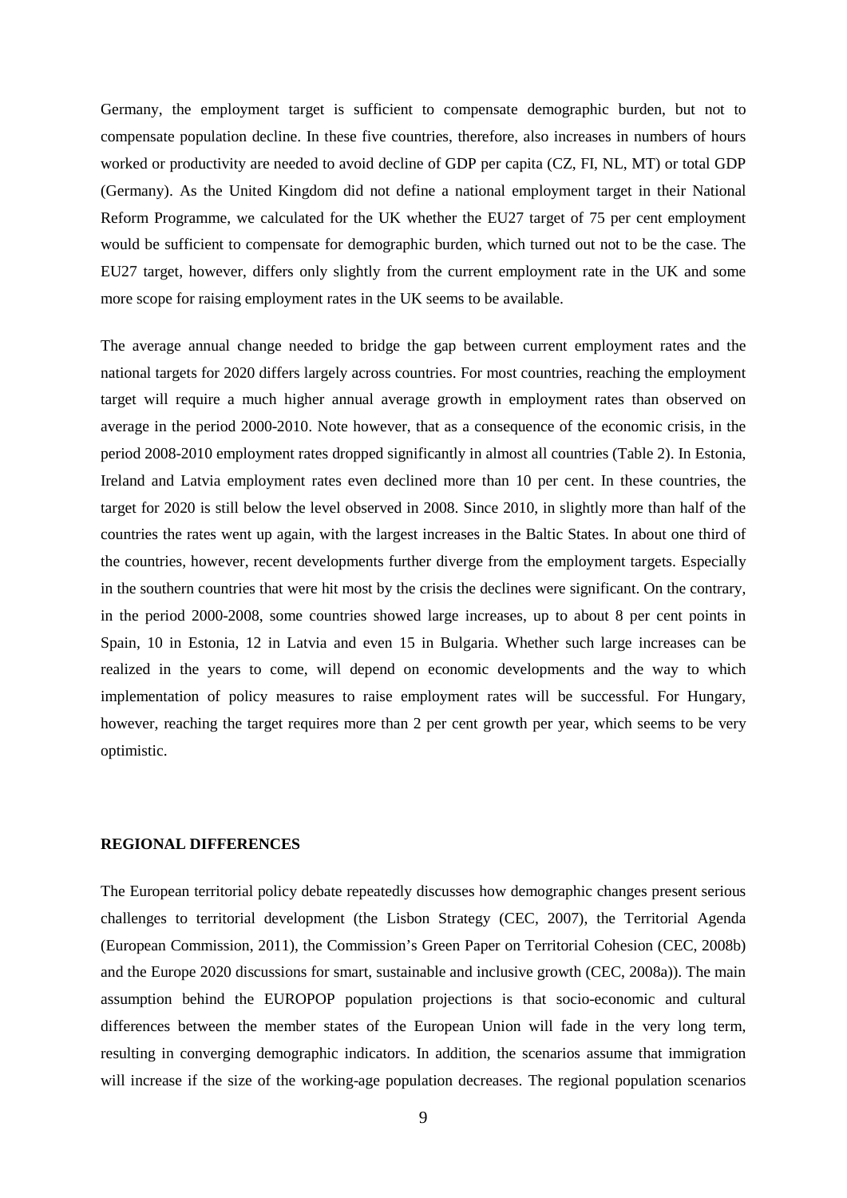Germany, the employment target is sufficient to compensate demographic burden, but not to compensate population decline. In these five countries, therefore, also increases in numbers of hours worked or productivity are needed to avoid decline of GDP per capita (CZ, FI, NL, MT) or total GDP (Germany). As the United Kingdom did not define a national employment target in their National Reform Programme, we calculated for the UK whether the EU27 target of 75 per cent employment would be sufficient to compensate for demographic burden, which turned out not to be the case. The EU27 target, however, differs only slightly from the current employment rate in the UK and some more scope for raising employment rates in the UK seems to be available.

The average annual change needed to bridge the gap between current employment rates and the national targets for 2020 differs largely across countries. For most countries, reaching the employment target will require a much higher annual average growth in employment rates than observed on average in the period 2000-2010. Note however, that as a consequence of the economic crisis, in the period 2008-2010 employment rates dropped significantly in almost all countries (Table 2). In Estonia, Ireland and Latvia employment rates even declined more than 10 per cent. In these countries, the target for 2020 is still below the level observed in 2008. Since 2010, in slightly more than half of the countries the rates went up again, with the largest increases in the Baltic States. In about one third of the countries, however, recent developments further diverge from the employment targets. Especially in the southern countries that were hit most by the crisis the declines were significant. On the contrary, in the period 2000-2008, some countries showed large increases, up to about 8 per cent points in Spain, 10 in Estonia, 12 in Latvia and even 15 in Bulgaria. Whether such large increases can be realized in the years to come, will depend on economic developments and the way to which implementation of policy measures to raise employment rates will be successful. For Hungary, however, reaching the target requires more than 2 per cent growth per year, which seems to be very optimistic.

## REGIONAL DIFFERENCES

The European territorial policy debate repeatedly discusses how demographic changes present serious challenges to territorial development (the Lisbon Strategy (CEC, 2007), the Territorial Agenda (European Commission, 2011), the Commission's Green Paper on Territorial Cohesion (CEC, 2008b) and the Europe 2020 discussions for smart, sustainable and inclusive growth (CEC, 2008a)). The main assumption behind the EUROPOP population projections is that socio-economic and cultural differences between the member states of the European Union will fade in the very long term, resulting in converging demographic indicators. In addition, the scenarios assume that immigration will increase if the size of the working-age population decreases. The regional population scenarios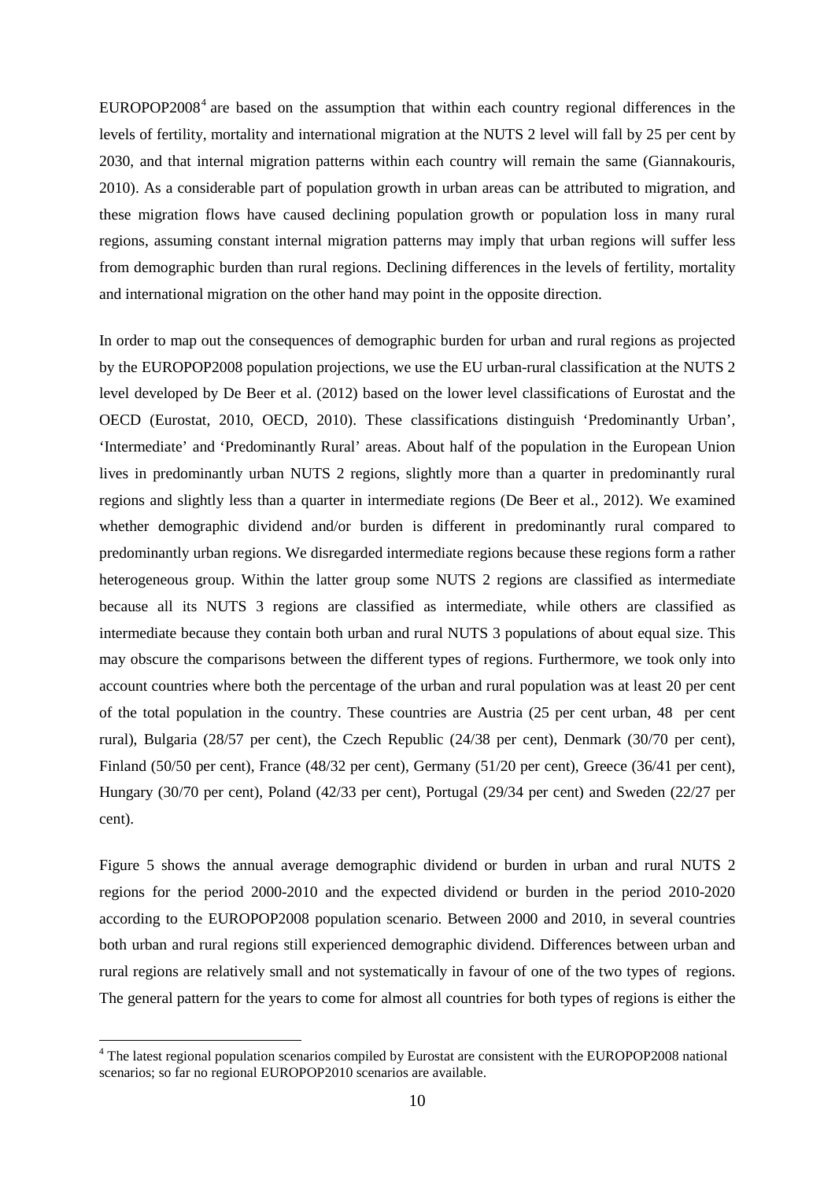EUROPOP2008[4] are based on the assumption that within each country regional differences in the levels of fertility, mortality and international migration at the NUTS 2 level will fall by 25 per cent by 2030, and that internal migration patterns within each country will remain the same (Giannakouris, 2010). As a considerable part of population growth in urban areas can be attributed to migration, and these migration flows have caused declining population growth or population loss in many rural regions, assuming constant internal migration patterns may imply that urban regions will suffer less from demographic burden than rural regions. Declining differences in the levels of fertility, mortality and international migration on the other hand may point in the opposite direction.

In order to map out the consequences of demographic burden for urban and rural regions as projected by the EUROPOP2008 population projections, we use the EU urban-rural classification at the NUTS 2 level developed by De Beer et al. (2012) based on the lower level classifications of Eurostat and the OECD (Eurostat, 2010, OECD, 2010). These classifications distinguish 'Predominantly Urban', 'Intermediate' and 'Predominantly Rural' areas. About half of the population in the European Union lives in predominantly urban NUTS 2 regions, slightly more than a quarter in predominantly rural regions and slightly less than a quarter in intermediate regions (De Beer et al., 2012). We examined whether demographic dividend and/or burden is different in predominantly rural compared to predominantly urban regions. We disregarded intermediate regions because these regions form a rather heterogeneous group. Within the latter group some NUTS 2 regions are classified as intermediate because all its NUTS 3 regions are classified as intermediate, while others are classified as intermediate because they contain both urban and rural NUTS 3 populations of about equal size. This may obscure the comparisons between the different types of regions. Furthermore, we took only into account countries where both the percentage of the urban and rural population was at least 20 per cent of the total population in the country. These countries are Austria (25 per cent urban, 48 per cent rural), Bulgaria (28/57 per cent), the Czech Republic (24/38 per cent), Denmark (30/70 per cent), Finland (50/50 per cent), France (48/32 per cent), Germany (51/20 per cent), Greece (36/41 per cent), Hungary (30/70 per cent), Poland (42/33 per cent), Portugal (29/34 per cent) and Sweden (22/27 per cent).

Figure 5 shows the annual average demographic dividend or burden in urban and rural NUTS 2 regions for the period 2000-2010 and the expected dividend or burden in the period 2010-2020 according to the EUROPOP2008 population scenario. Between 2000 and 2010, in several countries both urban and rural regions still experienced demographic dividend. Differences between urban and rural regions are relatively small and not systematically in favour of one of the two types of regions. The general pattern for the years to come for almost all countries for both types of regions is either the

[4] The latest regional population scenarios compiled by Eurostat are consistent with the EUROPOP2008 national scenarios; so far no regional EUROPOP2010 scenarios are available.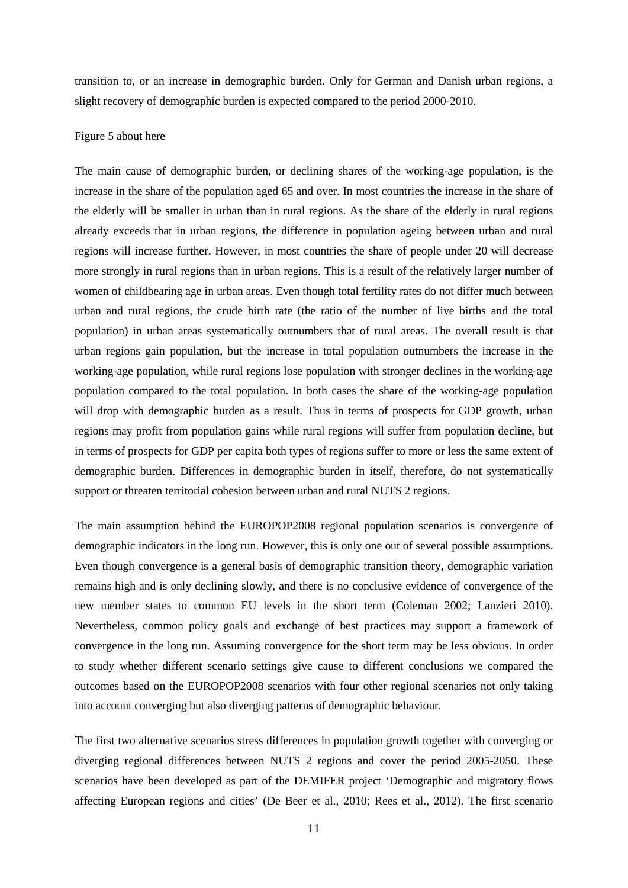transition to, or an increase in demographic burden. Only for German and Danish urban regions, a slight recovery of demographic burden is expected compared to the period 2000-2010.

Figure 5 about here

The main cause of demographic burden, or declining shares of the working-age population, is the increase in the share of the population aged 65 and over. In most countries the increase in the share of the elderly will be smaller in urban than in rural regions. As the share of the elderly in rural regions already exceeds that in urban regions, the difference in population ageing between urban and rural regions will increase further. However, in most countries the share of people under 20 will decrease more strongly in rural regions than in urban regions. This is a result of the relatively larger number of women of childbearing age in urban areas. Even though total fertility rates do not differ much between urban and rural regions, the crude birth rate (the ratio of the number of live births and the total population) in urban areas systematically outnumbers that of rural areas. The overall result is that urban regions gain population, but the increase in total population outnumbers the increase in the working-age population, while rural regions lose population with stronger declines in the working-age population compared to the total population. In both cases the share of the working-age population will drop with demographic burden as a result. Thus in terms of prospects for GDP growth, urban regions may profit from population gains while rural regions will suffer from population decline, but in terms of prospects for GDP per capita both types of regions suffer to more or less the same extent of demographic burden. Differences in demographic burden in itself, therefore, do not systematically support or threaten territorial cohesion between urban and rural NUTS 2 regions.

The main assumption behind the EUROPOP2008 regional population scenarios is convergence of demographic indicators in the long run. However, this is only one out of several possible assumptions. Even though convergence is a general basis of demographic transition theory, demographic variation remains high and is only declining slowly, and there is no conclusive evidence of convergence of the new member states to common EU levels in the short term (Coleman 2002; Lanzieri 2010). Nevertheless, common policy goals and exchange of best practices may support a framework of convergence in the long run. Assuming convergence for the short term may be less obvious. In order to study whether different scenario settings give cause to different conclusions we compared the outcomes based on the EUROPOP2008 scenarios with four other regional scenarios not only taking into account converging but also diverging patterns of demographic behaviour.

The first two alternative scenarios stress differences in population growth together with converging or diverging regional differences between NUTS 2 regions and cover the period 2005-2050. These scenarios have been developed as part of the DEMIFER project 'Demographic and migratory flows affecting European regions and cities' (De Beer et al., 2010; Rees et al., 2012). The first scenario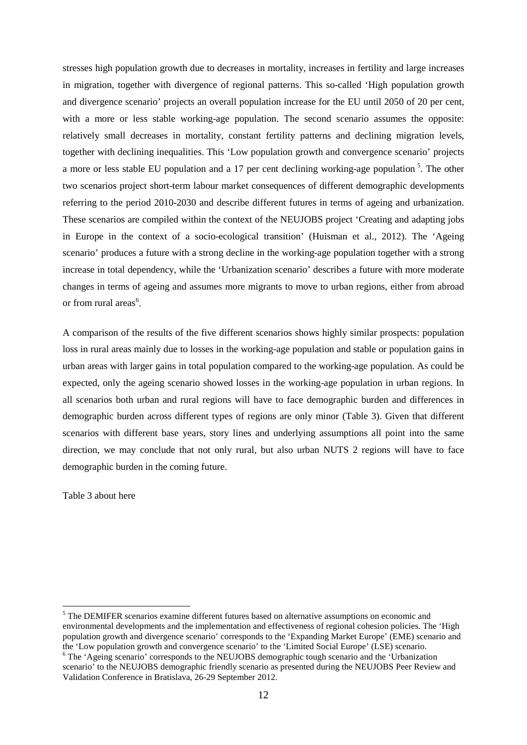stresses high population growth due to decreases in mortality, increases in fertility and large increases in migration, together with divergence of regional patterns. This so-called 'High population growth and divergence scenario' projects an overall population increase for the EU until 2050 of 20 per cent, with a more or less stable working-age population. The second scenario assumes the opposite: relatively small decreases in mortality, constant fertility patterns and declining migration levels, together with declining inequalities. This 'Low population growth and convergence scenario' projects a more or less stable EU population and a 17 per cent declining working-age population [5]. The other two scenarios project short-term labour market consequences of different demographic developments referring to the period 2010-2030 and describe different futures in terms of ageing and urbanization. These scenarios are compiled within the context of the NEUJOBS project 'Creating and adapting jobs in Europe in the context of a socio-ecological transition' (Huisman et al., 2012). The 'Ageing scenario' produces a future with a strong decline in the working-age population together with a strong increase in total dependency, while the 'Urbanization scenario' describes a future with more moderate changes in terms of ageing and assumes more migrants to move to urban regions, either from abroad or from rural areas[6].

A comparison of the results of the five different scenarios shows highly similar prospects: population loss in rural areas mainly due to losses in the working-age population and stable or population gains in urban areas with larger gains in total population compared to the working-age population. As could be expected, only the ageing scenario showed losses in the working-age population in urban regions. In all scenarios both urban and rural regions will have to face demographic burden and differences in demographic burden across different types of regions are only minor (Table 3). Given that different scenarios with different base years, story lines and underlying assumptions all point into the same direction, we may conclude that not only rural, but also urban NUTS 2 regions will have to face demographic burden in the coming future.

Table 3 about here

---

[5] The DEMIFER scenarios examine different futures based on alternative assumptions on economic and environmental developments and the implementation and effectiveness of regional cohesion policies. The 'High population growth and divergence scenario' corresponds to the 'Expanding Market Europe' (EME) scenario and the 'Low population growth and convergence scenario' to the 'Limited Social Europe' (LSE) scenario.

[6] The 'Ageing scenario' corresponds to the NEUJOBS demographic tough scenario and the 'Urbanization scenario' to the NEUJOBS demographic friendly scenario as presented during the NEUJOBS Peer Review and Validation Conference in Bratislava, 26-29 September 2012.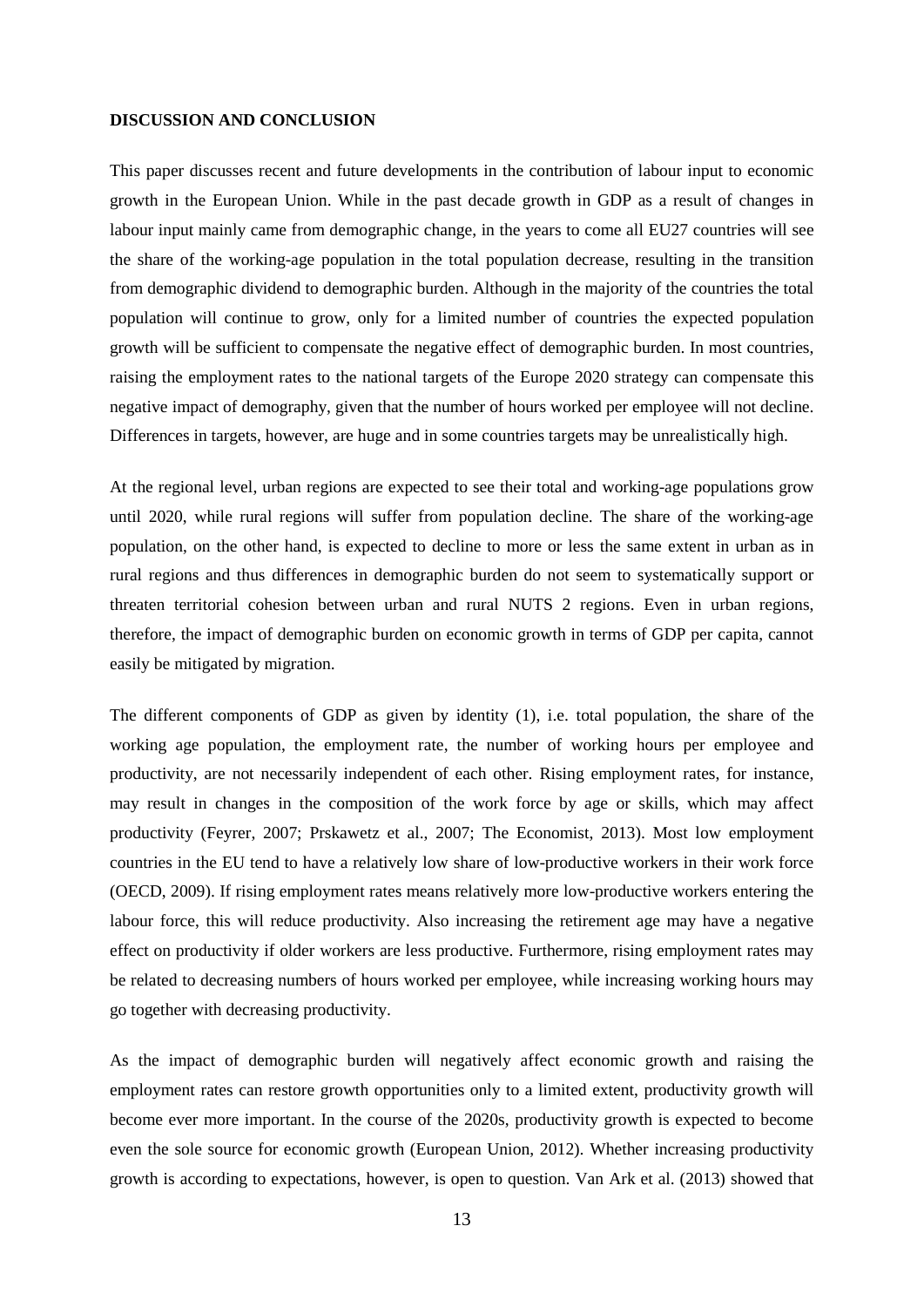## DISCUSSION AND CONCLUSION

This paper discusses recent and future developments in the contribution of labour input to economic growth in the European Union. While in the past decade growth in GDP as a result of changes in labour input mainly came from demographic change, in the years to come all EU27 countries will see the share of the working-age population in the total population decrease, resulting in the transition from demographic dividend to demographic burden. Although in the majority of the countries the total population will continue to grow, only for a limited number of countries the expected population growth will be sufficient to compensate the negative effect of demographic burden. In most countries, raising the employment rates to the national targets of the Europe 2020 strategy can compensate this negative impact of demography, given that the number of hours worked per employee will not decline. Differences in targets, however, are huge and in some countries targets may be unrealistically high.

At the regional level, urban regions are expected to see their total and working-age populations grow until 2020, while rural regions will suffer from population decline. The share of the working-age population, on the other hand, is expected to decline to more or less the same extent in urban as in rural regions and thus differences in demographic burden do not seem to systematically support or threaten territorial cohesion between urban and rural NUTS 2 regions. Even in urban regions, therefore, the impact of demographic burden on economic growth in terms of GDP per capita, cannot easily be mitigated by migration.

The different components of GDP as given by identity (1), i.e. total population, the share of the working age population, the employment rate, the number of working hours per employee and productivity, are not necessarily independent of each other. Rising employment rates, for instance, may result in changes in the composition of the work force by age or skills, which may affect productivity (Feyrer, 2007; Prskawetz et al., 2007; The Economist, 2013). Most low employment countries in the EU tend to have a relatively low share of low-productive workers in their work force (OECD, 2009). If rising employment rates means relatively more low-productive workers entering the labour force, this will reduce productivity. Also increasing the retirement age may have a negative effect on productivity if older workers are less productive. Furthermore, rising employment rates may be related to decreasing numbers of hours worked per employee, while increasing working hours may go together with decreasing productivity.

As the impact of demographic burden will negatively affect economic growth and raising the employment rates can restore growth opportunities only to a limited extent, productivity growth will become ever more important. In the course of the 2020s, productivity growth is expected to become even the sole source for economic growth (European Union, 2012). Whether increasing productivity growth is according to expectations, however, is open to question. Van Ark et al. (2013) showed that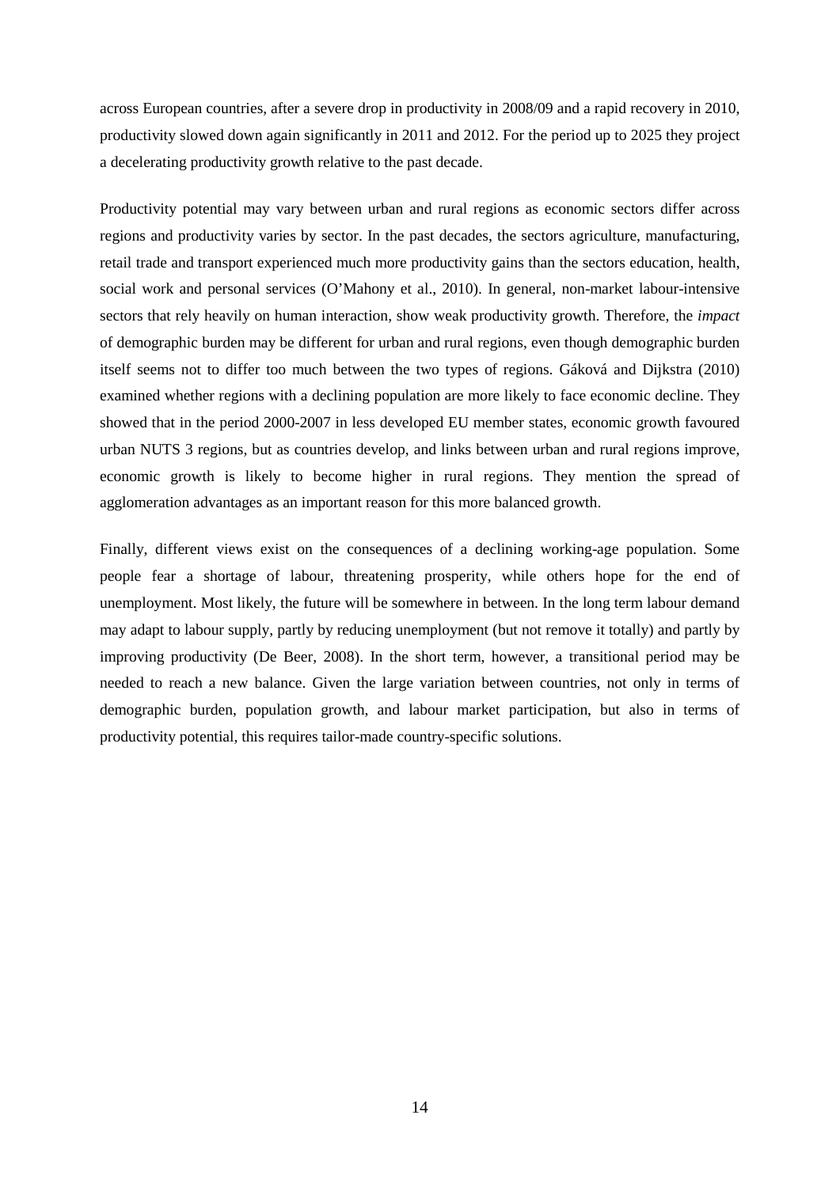across European countries, after a severe drop in productivity in 2008/09 and a rapid recovery in 2010, productivity slowed down again significantly in 2011 and 2012. For the period up to 2025 they project a decelerating productivity growth relative to the past decade.

Productivity potential may vary between urban and rural regions as economic sectors differ across regions and productivity varies by sector. In the past decades, the sectors agriculture, manufacturing, retail trade and transport experienced much more productivity gains than the sectors education, health, social work and personal services (O'Mahony et al., 2010). In general, non-market labour-intensive sectors that rely heavily on human interaction, show weak productivity growth. Therefore, the *impact* of demographic burden may be different for urban and rural regions, even though demographic burden itself seems not to differ too much between the two types of regions. Gáková and Dijkstra (2010) examined whether regions with a declining population are more likely to face economic decline. They showed that in the period 2000-2007 in less developed EU member states, economic growth favoured urban NUTS 3 regions, but as countries develop, and links between urban and rural regions improve, economic growth is likely to become higher in rural regions. They mention the spread of agglomeration advantages as an important reason for this more balanced growth.

Finally, different views exist on the consequences of a declining working-age population. Some people fear a shortage of labour, threatening prosperity, while others hope for the end of unemployment. Most likely, the future will be somewhere in between. In the long term labour demand may adapt to labour supply, partly by reducing unemployment (but not remove it totally) and partly by improving productivity (De Beer, 2008). In the short term, however, a transitional period may be needed to reach a new balance. Given the large variation between countries, not only in terms of demographic burden, population growth, and labour market participation, but also in terms of productivity potential, this requires tailor-made country-specific solutions.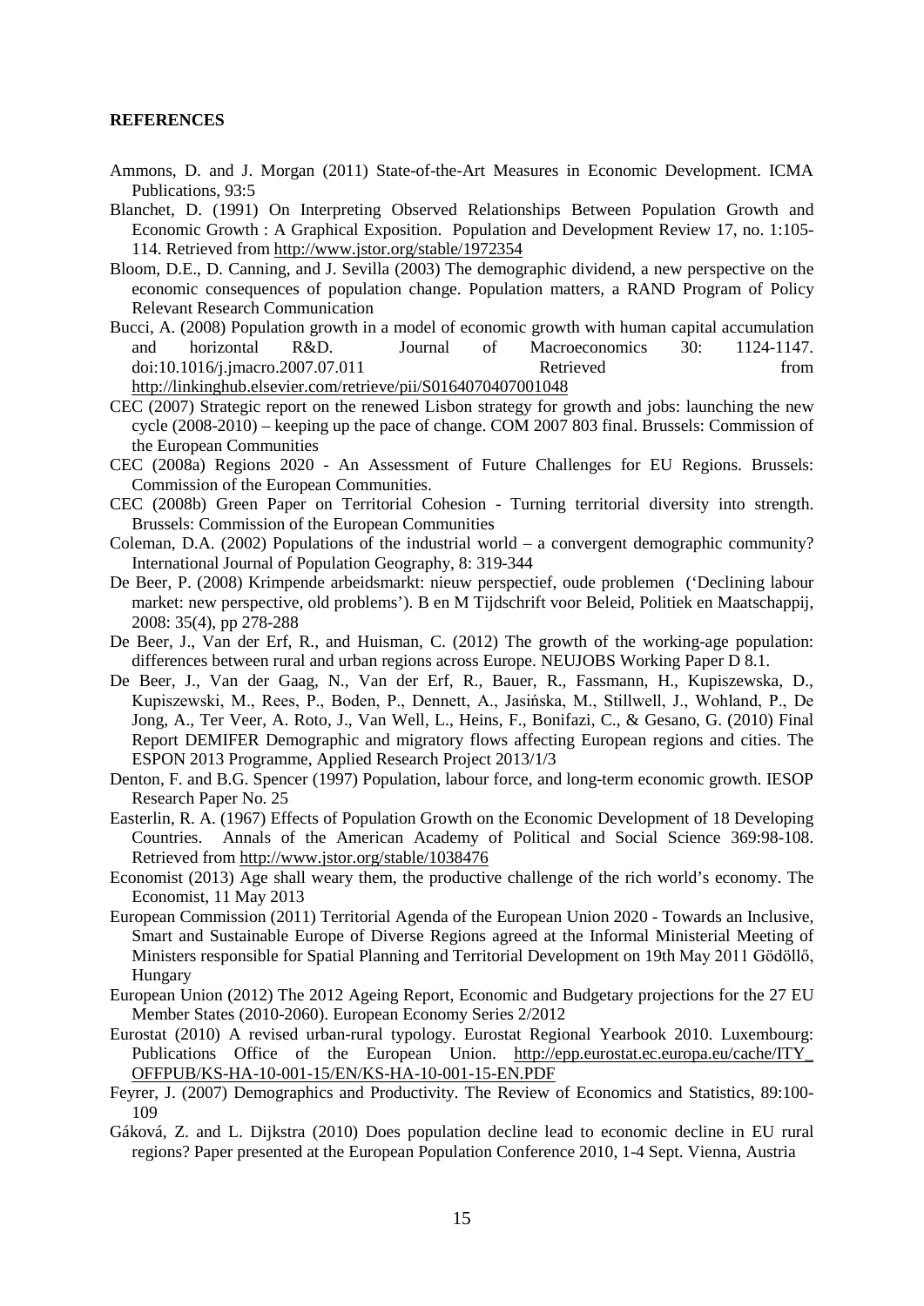**REFERENCES**

Ammons, D. and J. Morgan (2011) State-of-the-Art Measures in Economic Development. ICMA Publications, 93:5

Blanchet, D. (1991) On Interpreting Observed Relationships Between Population Growth and Economic Growth : A Graphical Exposition. Population and Development Review 17, no. 1:105-114. Retrieved from http://www.jstor.org/stable/1972354

Bloom, D.E., D. Canning, and J. Sevilla (2003) The demographic dividend, a new perspective on the economic consequences of population change. Population matters, a RAND Program of Policy Relevant Research Communication

Bucci, A. (2008) Population growth in a model of economic growth with human capital accumulation and horizontal R&D. Journal of Macroeconomics 30: 1124-1147. doi:10.1016/j.jmacro.2007.07.011 Retrieved from http://linkinghub.elsevier.com/retrieve/pii/S0164070407001048

CEC (2007) Strategic report on the renewed Lisbon strategy for growth and jobs: launching the new cycle (2008-2010) – keeping up the pace of change. COM 2007 803 final. Brussels: Commission of the European Communities

CEC (2008a) Regions 2020 - An Assessment of Future Challenges for EU Regions. Brussels: Commission of the European Communities.

CEC (2008b) Green Paper on Territorial Cohesion - Turning territorial diversity into strength. Brussels: Commission of the European Communities

Coleman, D.A. (2002) Populations of the industrial world – a convergent demographic community? International Journal of Population Geography, 8: 319-344

De Beer, P. (2008) Krimpende arbeidsmarkt: nieuw perspectief, oude problemen ('Declining labour market: new perspective, old problems'). B en M Tijdschrift voor Beleid, Politiek en Maatschappij, 2008: 35(4), pp 278-288

De Beer, J., Van der Erf, R., and Huisman, C. (2012) The growth of the working-age population: differences between rural and urban regions across Europe. NEUJOBS Working Paper D 8.1.

De Beer, J., Van der Gaag, N., Van der Erf, R., Bauer, R., Fassmann, H., Kupiszewska, D., Kupiszewski, M., Rees, P., Boden, P., Dennett, A., Jasińska, M., Stillwell, J., Wohland, P., De Jong, A., Ter Veer, A. Roto, J., Van Well, L., Heins, F., Bonifazi, C., & Gesano, G. (2010) Final Report DEMIFER Demographic and migratory flows affecting European regions and cities. The ESPON 2013 Programme, Applied Research Project 2013/1/3

Denton, F. and B.G. Spencer (1997) Population, labour force, and long-term economic growth. IESOP Research Paper No. 25

Easterlin, R. A. (1967) Effects of Population Growth on the Economic Development of 18 Developing Countries. Annals of the American Academy of Political and Social Science 369:98-108. Retrieved from http://www.jstor.org/stable/1038476

Economist (2013) Age shall weary them, the productive challenge of the rich world's economy. The Economist, 11 May 2013

European Commission (2011) Territorial Agenda of the European Union 2020 - Towards an Inclusive, Smart and Sustainable Europe of Diverse Regions agreed at the Informal Ministerial Meeting of Ministers responsible for Spatial Planning and Territorial Development on 19th May 2011 Gödöllő, Hungary

European Union (2012) The 2012 Ageing Report, Economic and Budgetary projections for the 27 EU Member States (2010-2060). European Economy Series 2/2012

Eurostat (2010) A revised urban-rural typology. Eurostat Regional Yearbook 2010. Luxembourg: Publications Office of the European Union. http://epp.eurostat.ec.europa.eu/cache/ITY_OFFPUB/KS-HA-10-001-15/EN/KS-HA-10-001-15-EN.PDF

Feyrer, J. (2007) Demographics and Productivity. The Review of Economics and Statistics, 89:100-109

Gáková, Z. and L. Dijkstra (2010) Does population decline lead to economic decline in EU rural regions? Paper presented at the European Population Conference 2010, 1-4 Sept. Vienna, Austria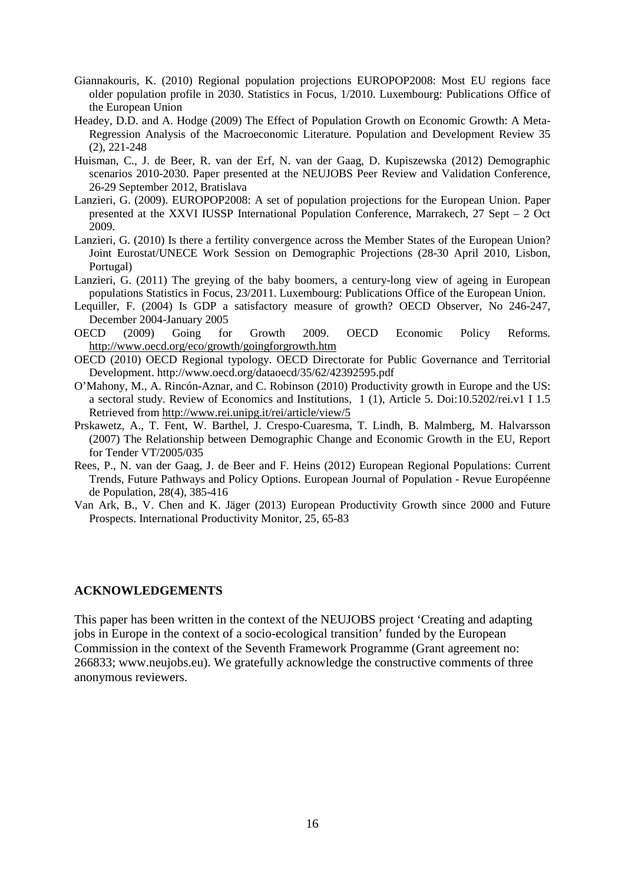Giannakouris, K. (2010) Regional population projections EUROPOP2008: Most EU regions face older population profile in 2030. Statistics in Focus, 1/2010. Luxembourg: Publications Office of the European Union

Headey, D.D. and A. Hodge (2009) The Effect of Population Growth on Economic Growth: A Meta-Regression Analysis of the Macroeconomic Literature. Population and Development Review 35 (2), 221-248

Huisman, C., J. de Beer, R. van der Erf, N. van der Gaag, D. Kupiszewska (2012) Demographic scenarios 2010-2030. Paper presented at the NEUJOBS Peer Review and Validation Conference, 26-29 September 2012, Bratislava

Lanzieri, G. (2009). EUROPOP2008: A set of population projections for the European Union. Paper presented at the XXVI IUSSP International Population Conference, Marrakech, 27 Sept – 2 Oct 2009.

Lanzieri, G. (2010) Is there a fertility convergence across the Member States of the European Union? Joint Eurostat/UNECE Work Session on Demographic Projections (28-30 April 2010, Lisbon, Portugal)

Lanzieri, G. (2011) The greying of the baby boomers, a century-long view of ageing in European populations Statistics in Focus, 23/2011. Luxembourg: Publications Office of the European Union.

Lequiller, F. (2004) Is GDP a satisfactory measure of growth? OECD Observer, No 246-247, December 2004-January 2005

OECD (2009) Going for Growth 2009. OECD Economic Policy Reforms. http://www.oecd.org/eco/growth/goingforgrowth.htm

OECD (2010) OECD Regional typology. OECD Directorate for Public Governance and Territorial Development. http://www.oecd.org/dataoecd/35/62/42392595.pdf

O'Mahony, M., A. Rincón-Aznar, and C. Robinson (2010) Productivity growth in Europe and the US: a sectoral study. Review of Economics and Institutions, 1 (1), Article 5. Doi:10.5202/rei.v1 I 1.5 Retrieved from http://www.rei.unipg.it/rei/article/view/5

Prskawetz, A., T. Fent, W. Barthel, J. Crespo-Cuaresma, T. Lindh, B. Malmberg, M. Halvarsson (2007) The Relationship between Demographic Change and Economic Growth in the EU, Report for Tender VT/2005/035

Rees, P., N. van der Gaag, J. de Beer and F. Heins (2012) European Regional Populations: Current Trends, Future Pathways and Policy Options. European Journal of Population - Revue Européenne de Population, 28(4), 385-416

Van Ark, B., V. Chen and K. Jäger (2013) European Productivity Growth since 2000 and Future Prospects. International Productivity Monitor, 25, 65-83

## ACKNOWLEDGEMENTS

This paper has been written in the context of the NEUJOBS project 'Creating and adapting jobs in Europe in the context of a socio-ecological transition' funded by the European Commission in the context of the Seventh Framework Programme (Grant agreement no: 266833; www.neujobs.eu). We gratefully acknowledge the constructive comments of three anonymous reviewers.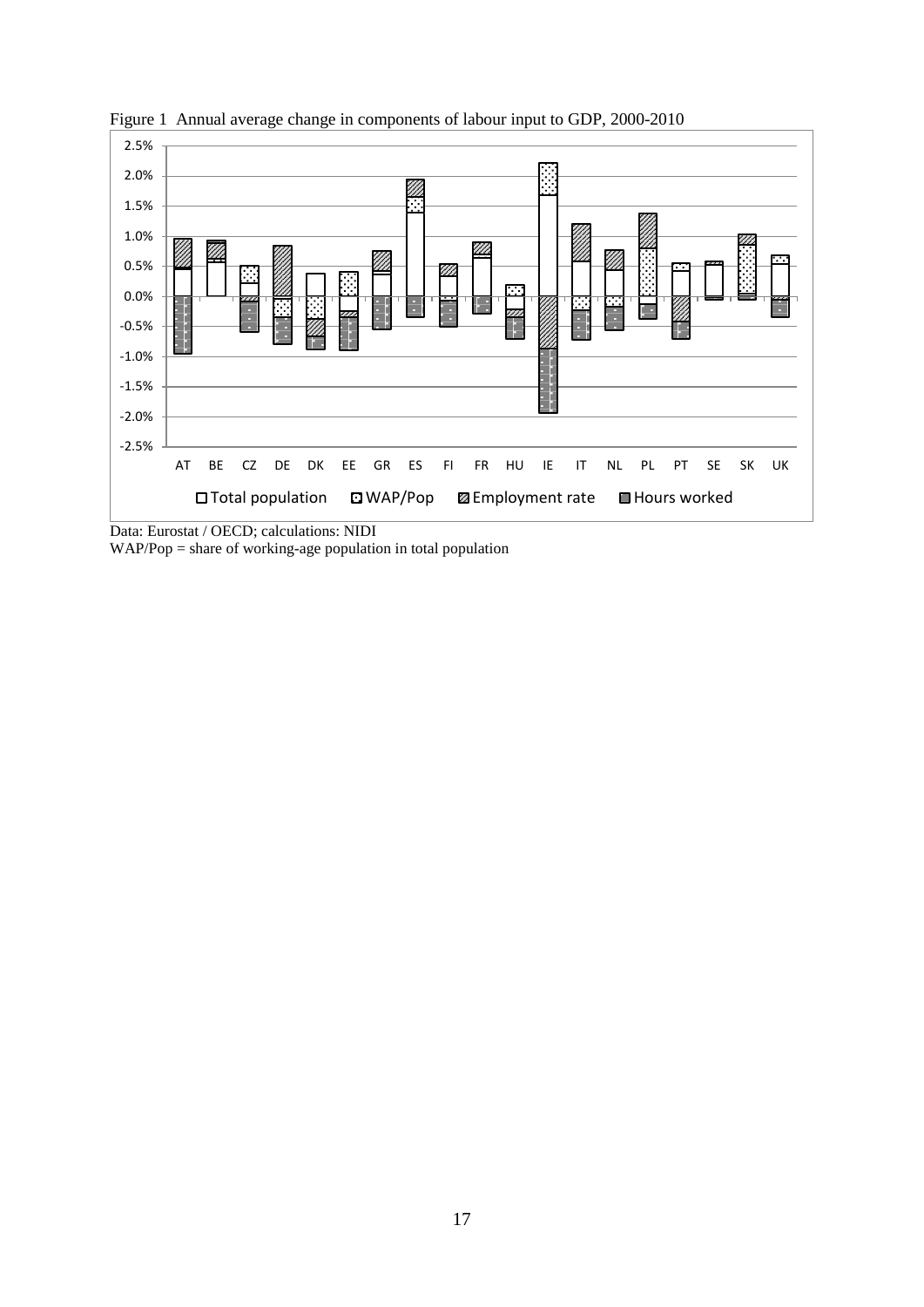Figure 1 Annual average change in components of labour input to GDP, 2000-2010

Data: Eurostat / OECD; calculations: NIDI

WAP/Pop = share of working-age population in total population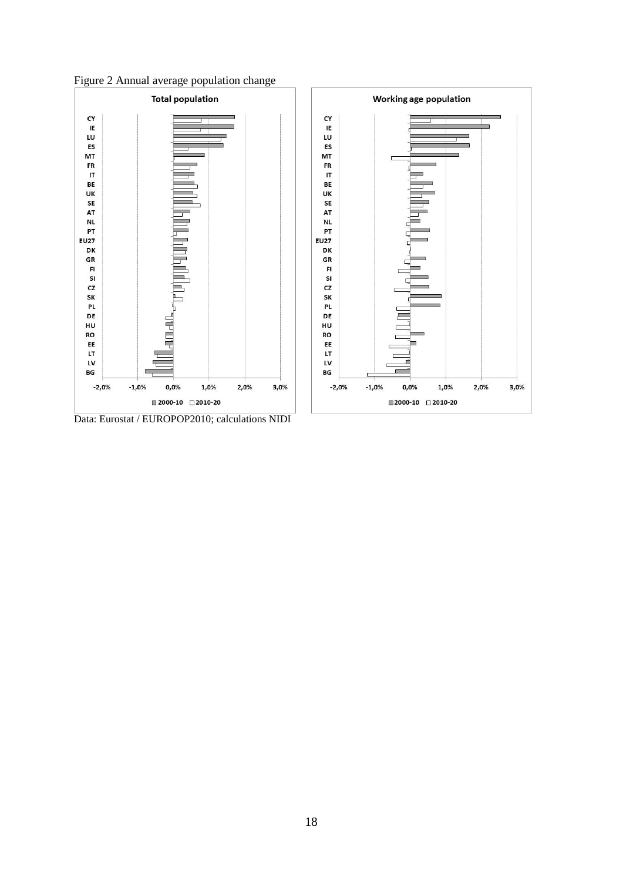Figure 2 Annual average population change

**Total population**

CY
IE
LU
ES
MT
FR
IT
BE
UK
SE
AT
NL
PT
EU27
DK
GR
FI
SI
CZ
SK
PL
DE
HU
RO
EE
LT
LV
BG

-2,0% -1,0% 0,0% 1,0% 2,0% 3,0%

2000-10 2010-20

**Working age population**

CY
IE
LU
ES
MT
FR
IT
BE
UK
SE
AT
NL
PT
EU27
DK
GR
FI
SI
CZ
SK
PL
DE
HU
RO
EE
LT
LV
BG

-2,0% -1,0% 0,0% 1,0% 2,0% 3,0%

2000-10 2010-20

Data: Eurostat / EUROPOP2010; calculations NIDI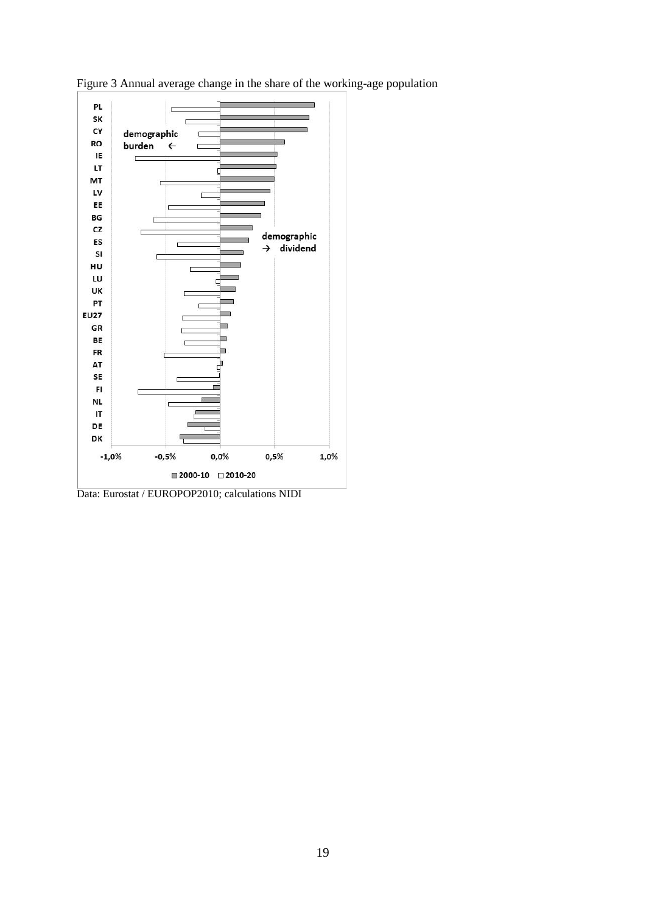Figure 3 Annual average change in the share of the working-age population

Data: Eurostat / EUROPOP2010; calculations NIDI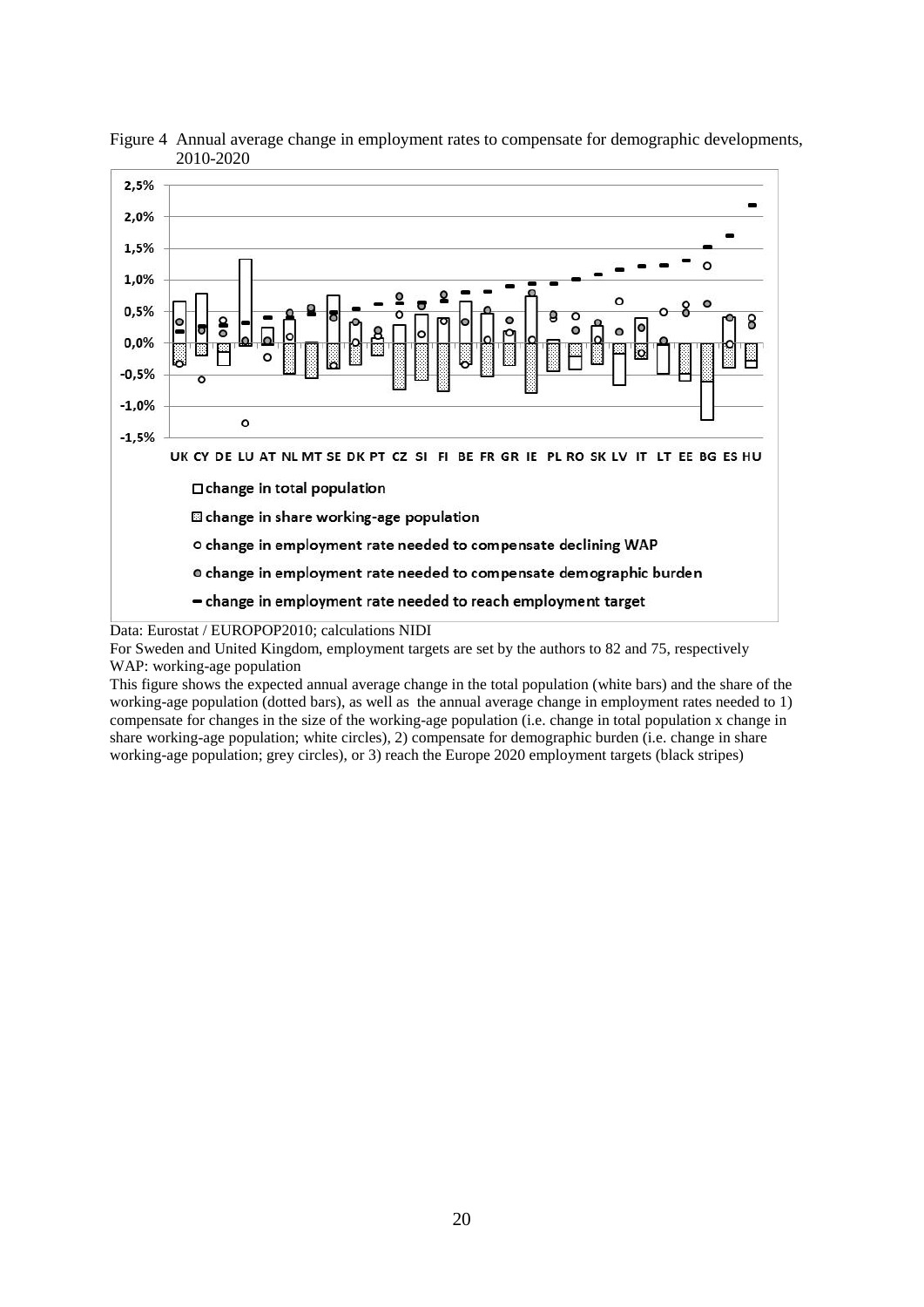Figure 4 Annual average change in employment rates to compensate for demographic developments, 2010-2020

Data: Eurostat / EUROPOP2010; calculations NIDI

For Sweden and United Kingdom, employment targets are set by the authors to 82 and 75, respectively

WAP: working-age population

This figure shows the expected annual average change in the total population (white bars) and the share of the working-age population (dotted bars), as well as the annual average change in employment rates needed to 1) compensate for changes in the size of the working-age population (i.e. change in total population x change in share working-age population; white circles), 2) compensate for demographic burden (i.e. change in share working-age population; grey circles), or 3) reach the Europe 2020 employment targets (black stripes)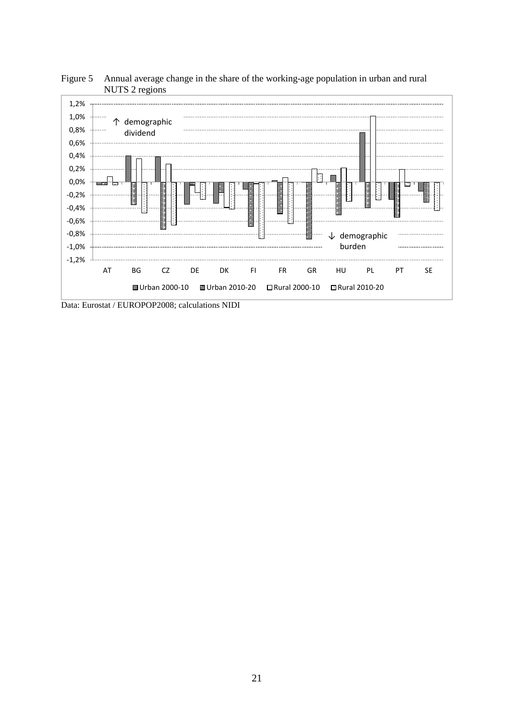Figure 5 Annual average change in the share of the working-age population in urban and rural NUTS 2 regions

Data: Eurostat / EUROPOP2008; calculations NIDI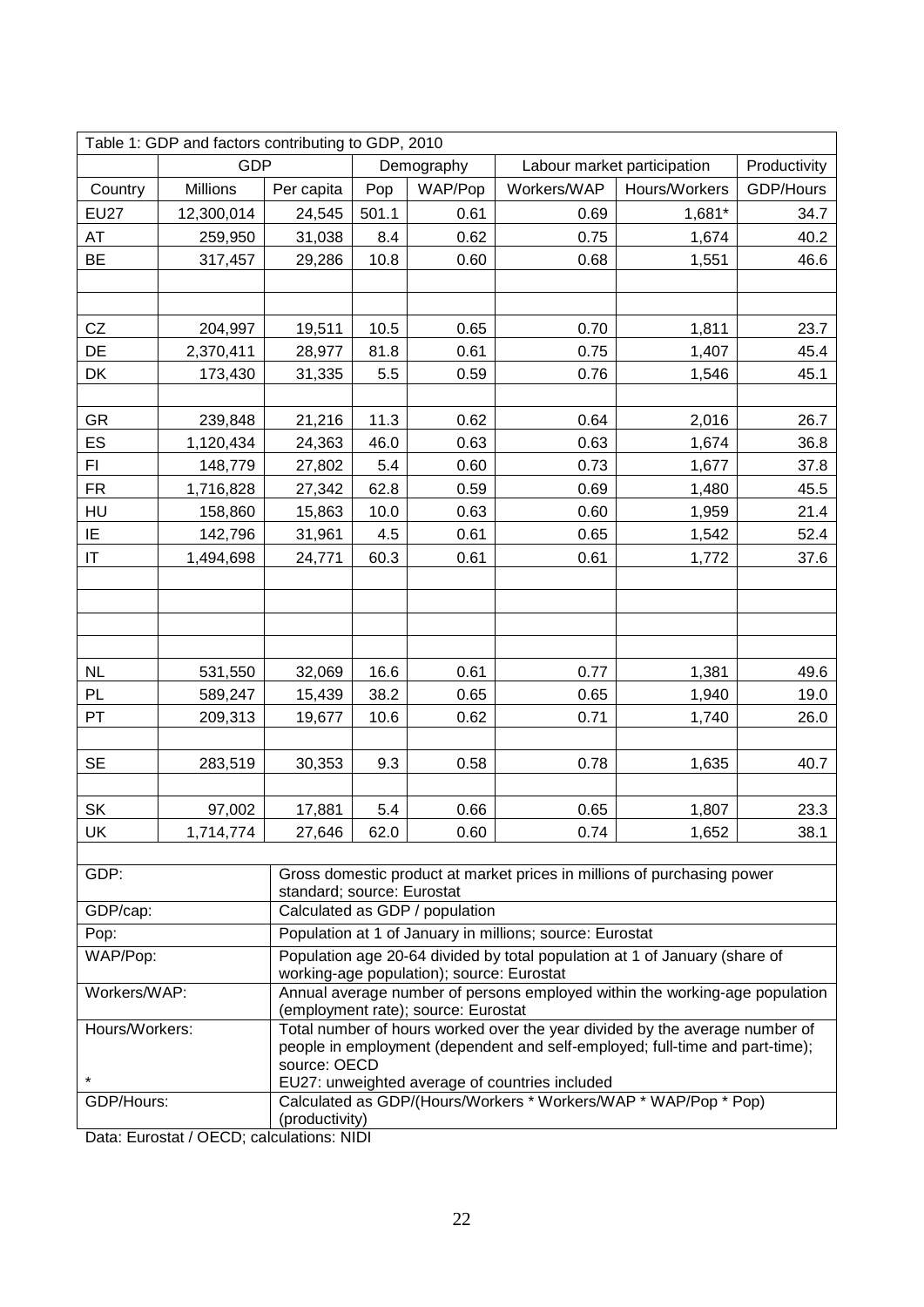| Table 1: GDP and factors contributing to GDP, 2010 | | | | | | | |
|---|---|---|---|---|---|---|---|
| | GDP | | Demography | | Labour market participation | | Productivity |
| Country | Millions | Per capita | Pop | WAP/Pop | Workers/WAP | Hours/Workers | GDP/Hours |
| EU27 | 12,300,014 | 24,545 | 501.1 | 0.61 | 0.69 | 1,681* | 34.7 |
| AT | 259,950 | 31,038 | 8.4 | 0.62 | 0.75 | 1,674 | 40.2 |
| BE | 317,457 | 29,286 | 10.8 | 0.60 | 0.68 | 1,551 | 46.6 |
| | | | | | | | |
| | | | | | | | |
| CZ | 204,997 | 19,511 | 10.5 | 0.65 | 0.70 | 1,811 | 23.7 |
| DE | 2,370,411 | 28,977 | 81.8 | 0.61 | 0.75 | 1,407 | 45.4 |
| DK | 173,430 | 31,335 | 5.5 | 0.59 | 0.76 | 1,546 | 45.1 |
| | | | | | | | |
| GR | 239,848 | 21,216 | 11.3 | 0.62 | 0.64 | 2,016 | 26.7 |
| ES | 1,120,434 | 24,363 | 46.0 | 0.63 | 0.63 | 1,674 | 36.8 |
| FI | 148,779 | 27,802 | 5.4 | 0.60 | 0.73 | 1,677 | 37.8 |
| FR | 1,716,828 | 27,342 | 62.8 | 0.59 | 0.69 | 1,480 | 45.5 |
| HU | 158,860 | 15,863 | 10.0 | 0.63 | 0.60 | 1,959 | 21.4 |
| IE | 142,796 | 31,961 | 4.5 | 0.61 | 0.65 | 1,542 | 52.4 |
| IT | 1,494,698 | 24,771 | 60.3 | 0.61 | 0.61 | 1,772 | 37.6 |
| | | | | | | | |
| | | | | | | | |
| | | | | | | | |
| | | | | | | | |
| NL | 531,550 | 32,069 | 16.6 | 0.61 | 0.77 | 1,381 | 49.6 |
| PL | 589,247 | 15,439 | 38.2 | 0.65 | 0.65 | 1,940 | 19.0 |
| PT | 209,313 | 19,677 | 10.6 | 0.62 | 0.71 | 1,740 | 26.0 |
| | | | | | | | |
| SE | 283,519 | 30,353 | 9.3 | 0.58 | 0.78 | 1,635 | 40.7 |
| | | | | | | | |
| SK | 97,002 | 17,881 | 5.4 | 0.66 | 0.65 | 1,807 | 23.3 |
| UK | 1,714,774 | 27,646 | 62.0 | 0.60 | 0.74 | 1,652 | 38.1 |

| | |
|---|---|
| GDP: | Gross domestic product at market prices in millions of purchasing power standard; source: Eurostat |
| GDP/cap: | Calculated as GDP / population |
| Pop: | Population at 1 of January in millions; source: Eurostat |
| WAP/Pop: | Population age 20-64 divided by total population at 1 of January (share of working-age population); source: Eurostat |
| Workers/WAP: | Annual average number of persons employed within the working-age population (employment rate); source: Eurostat |
| Hours/Workers: | Total number of hours worked over the year divided by the average number of people in employment (dependent and self-employed; full-time and part-time); source: OECD |
| * | EU27: unweighted average of countries included |
| GDP/Hours: | Calculated as GDP/(Hours/Workers * Workers/WAP * WAP/Pop * Pop) (productivity) |

Data: Eurostat / OECD; calculations: NIDI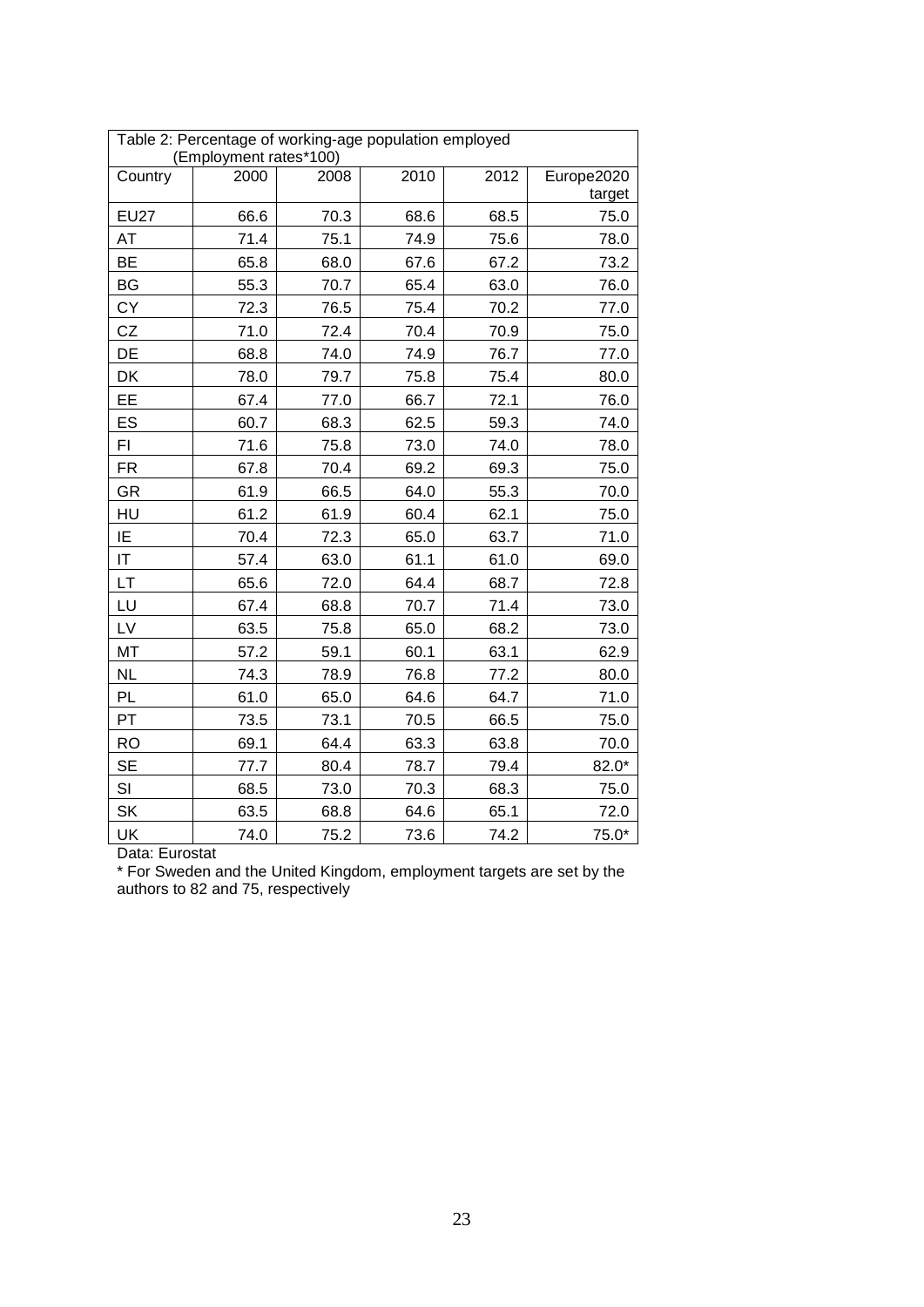Table 2: Percentage of working-age population employed (Employment rates*100)

| Country | 2000 | 2008 | 2010 | 2012 | Europe2020 target |
|---|---|---|---|---|---|
| EU27 | 66.6 | 70.3 | 68.6 | 68.5 | 75.0 |
| AT | 71.4 | 75.1 | 74.9 | 75.6 | 78.0 |
| BE | 65.8 | 68.0 | 67.6 | 67.2 | 73.2 |
| BG | 55.3 | 70.7 | 65.4 | 63.0 | 76.0 |
| CY | 72.3 | 76.5 | 75.4 | 70.2 | 77.0 |
| CZ | 71.0 | 72.4 | 70.4 | 70.9 | 75.0 |
| DE | 68.8 | 74.0 | 74.9 | 76.7 | 77.0 |
| DK | 78.0 | 79.7 | 75.8 | 75.4 | 80.0 |
| EE | 67.4 | 77.0 | 66.7 | 72.1 | 76.0 |
| ES | 60.7 | 68.3 | 62.5 | 59.3 | 74.0 |
| FI | 71.6 | 75.8 | 73.0 | 74.0 | 78.0 |
| FR | 67.8 | 70.4 | 69.2 | 69.3 | 75.0 |
| GR | 61.9 | 66.5 | 64.0 | 55.3 | 70.0 |
| HU | 61.2 | 61.9 | 60.4 | 62.1 | 75.0 |
| IE | 70.4 | 72.3 | 65.0 | 63.7 | 71.0 |
| IT | 57.4 | 63.0 | 61.1 | 61.0 | 69.0 |
| LT | 65.6 | 72.0 | 64.4 | 68.7 | 72.8 |
| LU | 67.4 | 68.8 | 70.7 | 71.4 | 73.0 |
| LV | 63.5 | 75.8 | 65.0 | 68.2 | 73.0 |
| MT | 57.2 | 59.1 | 60.1 | 63.1 | 62.9 |
| NL | 74.3 | 78.9 | 76.8 | 77.2 | 80.0 |
| PL | 61.0 | 65.0 | 64.6 | 64.7 | 71.0 |
| PT | 73.5 | 73.1 | 70.5 | 66.5 | 75.0 |
| RO | 69.1 | 64.4 | 63.3 | 63.8 | 70.0 |
| SE | 77.7 | 80.4 | 78.7 | 79.4 | 82.0* |
| SI | 68.5 | 73.0 | 70.3 | 68.3 | 75.0 |
| SK | 63.5 | 68.8 | 64.6 | 65.1 | 72.0 |
| UK | 74.0 | 75.2 | 73.6 | 74.2 | 75.0* |

Data: Eurostat

* For Sweden and the United Kingdom, employment targets are set by the authors to 82 and 75, respectively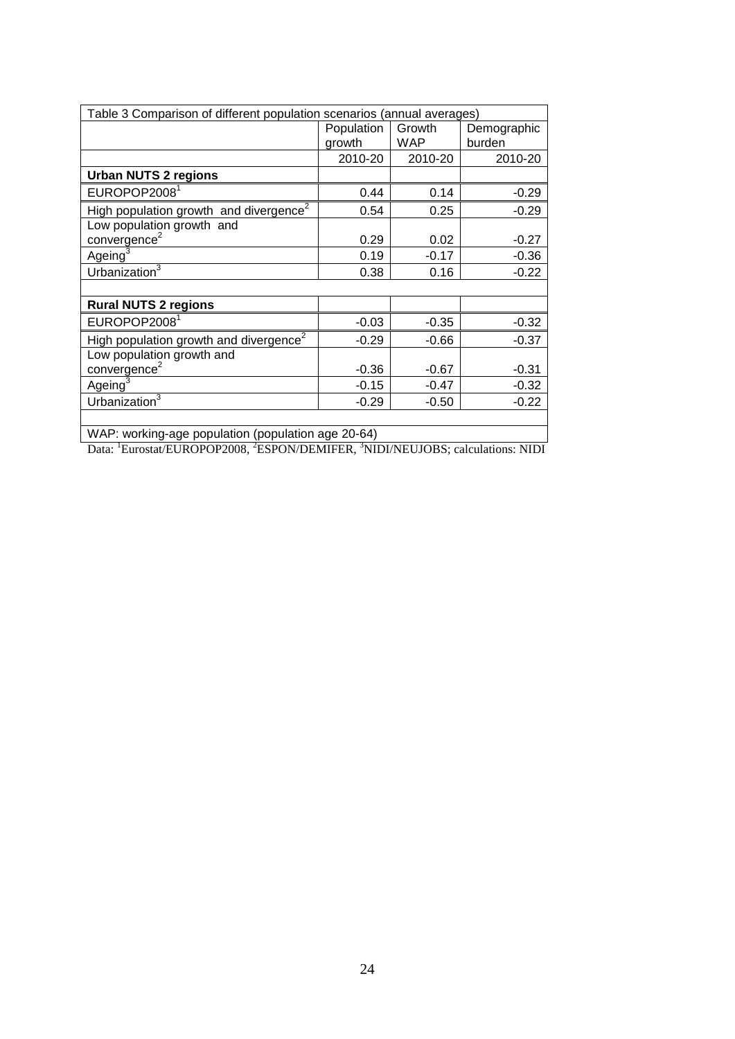Table 3 Comparison of different population scenarios (annual averages)

| | Population growth | Growth WAP | Demographic burden |
|---|---|---|---|
| | 2010-20 | 2010-20 | 2010-20 |
| **Urban NUTS 2 regions** | | | |
| EUROPOP2008[1] | 0.44 | 0.14 | -0.29 |
| High population growth and divergence[2] | 0.54 | 0.25 | -0.29 |
| Low population growth and convergence[2] | 0.29 | 0.02 | -0.27 |
| Ageing[3] | 0.19 | -0.17 | -0.36 |
| Urbanization[3] | 0.38 | 0.16 | -0.22 |
| | | | |
| **Rural NUTS 2 regions** | | | |
| EUROPOP2008[1] | -0.03 | -0.35 | -0.32 |
| High population growth and divergence[2] | -0.29 | -0.66 | -0.37 |
| Low population growth and convergence[2] | -0.36 | -0.67 | -0.31 |
| Ageing[3] | -0.15 | -0.47 | -0.32 |
| Urbanization[3] | -0.29 | -0.50 | -0.22 |

WAP: working-age population (population age 20-64)

Data: [1]Eurostat/EUROPOP2008, [2]ESPON/DEMIFER, [3]NIDI/NEUJOBS; calculations: NIDI